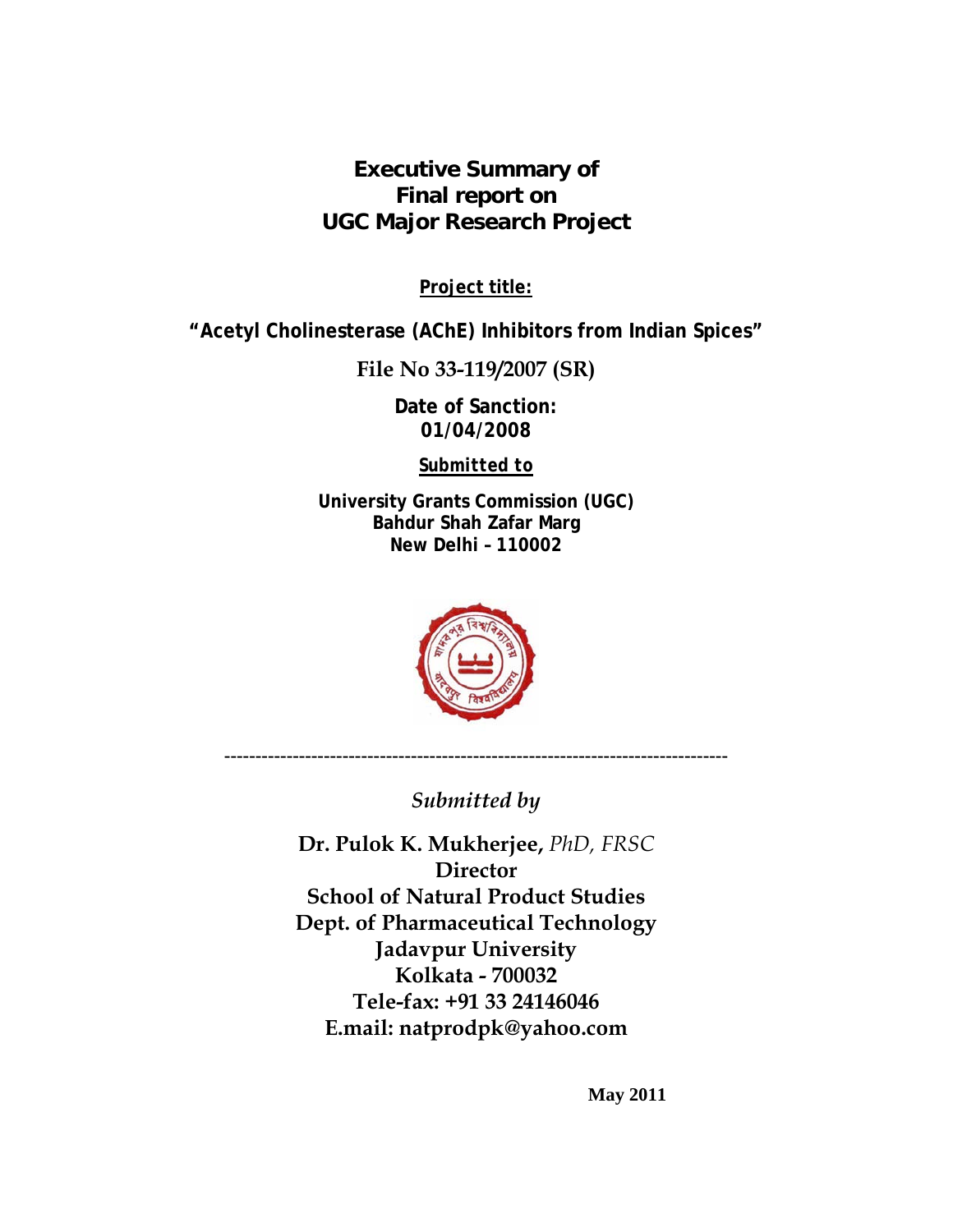# Executive Summary of Final report on UGC Major Research Project

**Project title:**

**"Acetyl Cholinesterase (AChE) Inhibitors from Indian Spices"**

**File No 33-119/2007 (SR)**

**Date of Sanction: 01/04/2008**

**Submitted to**

**University Grants Commission (UGC)**
**Bahdur Shah Zafar Marg**
**New Delhi – 110002**

---

*Submitted by*

**Dr. Pulok K. Mukherjee,** *PhD, FRSC*
**Director**
**School of Natural Product Studies**
**Dept. of Pharmaceutical Technology**
**Jadavpur University**
**Kolkata - 700032**
**Tele-fax: +91 33 24146046**
**E.mail: natprodpk@yahoo.com**

**May 2011**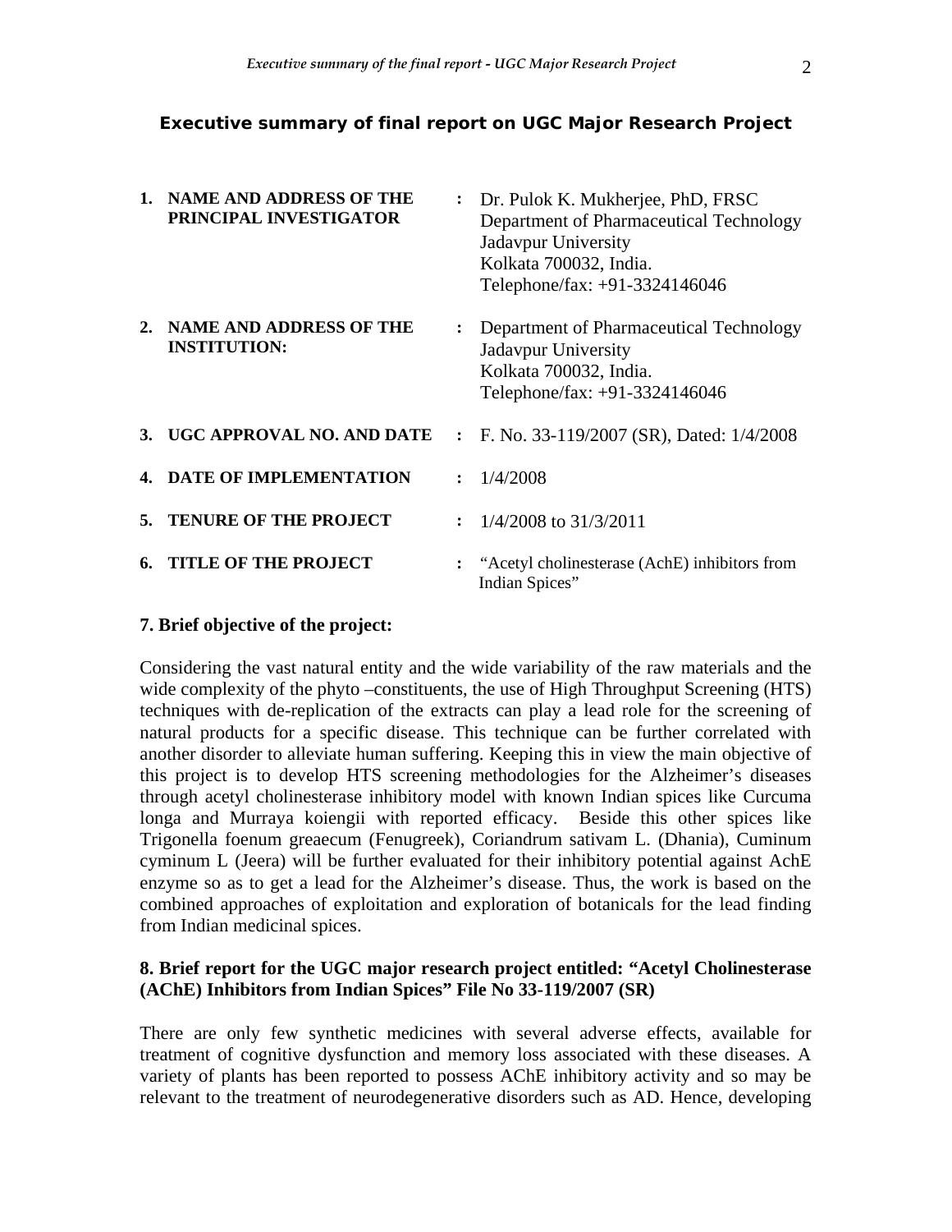## Executive summary of final report on UGC Major Research Project

| | | | |
|---|---|---|---|
| 1. | **NAME AND ADDRESS OF THE PRINCIPAL INVESTIGATOR** | : | Dr. Pulok K. Mukherjee, PhD, FRSC<br>Department of Pharmaceutical Technology<br>Jadavpur University<br>Kolkata 700032, India.<br>Telephone/fax: +91-3324146046 |
| 2. | **NAME AND ADDRESS OF THE INSTITUTION:** | : | Department of Pharmaceutical Technology<br>Jadavpur University<br>Kolkata 700032, India.<br>Telephone/fax: +91-3324146046 |
| 3. | **UGC APPROVAL NO. AND DATE** | : | F. No. 33-119/2007 (SR), Dated: 1/4/2008 |
| 4. | **DATE OF IMPLEMENTATION** | : | 1/4/2008 |
| 5. | **TENURE OF THE PROJECT** | : | 1/4/2008 to 31/3/2011 |
| 6. | **TITLE OF THE PROJECT** | : | "Acetyl cholinesterase (AchE) inhibitors from Indian Spices" |

### 7. Brief objective of the project:

Considering the vast natural entity and the wide variability of the raw materials and the wide complexity of the phyto –constituents, the use of High Throughput Screening (HTS) techniques with de-replication of the extracts can play a lead role for the screening of natural products for a specific disease. This technique can be further correlated with another disorder to alleviate human suffering. Keeping this in view the main objective of this project is to develop HTS screening methodologies for the Alzheimer's diseases through acetyl cholinesterase inhibitory model with known Indian spices like Curcuma longa and Murraya koiengii with reported efficacy. Beside this other spices like Trigonella foenum greaecum (Fenugreek), Coriandrum sativam L. (Dhania), Cuminum cyminum L (Jeera) will be further evaluated for their inhibitory potential against AchE enzyme so as to get a lead for the Alzheimer's disease. Thus, the work is based on the combined approaches of exploitation and exploration of botanicals for the lead finding from Indian medicinal spices.

### 8. Brief report for the UGC major research project entitled: "Acetyl Cholinesterase (AChE) Inhibitors from Indian Spices" File No 33-119/2007 (SR)

There are only few synthetic medicines with several adverse effects, available for treatment of cognitive dysfunction and memory loss associated with these diseases. A variety of plants has been reported to possess AChE inhibitory activity and so may be relevant to the treatment of neurodegenerative disorders such as AD. Hence, developing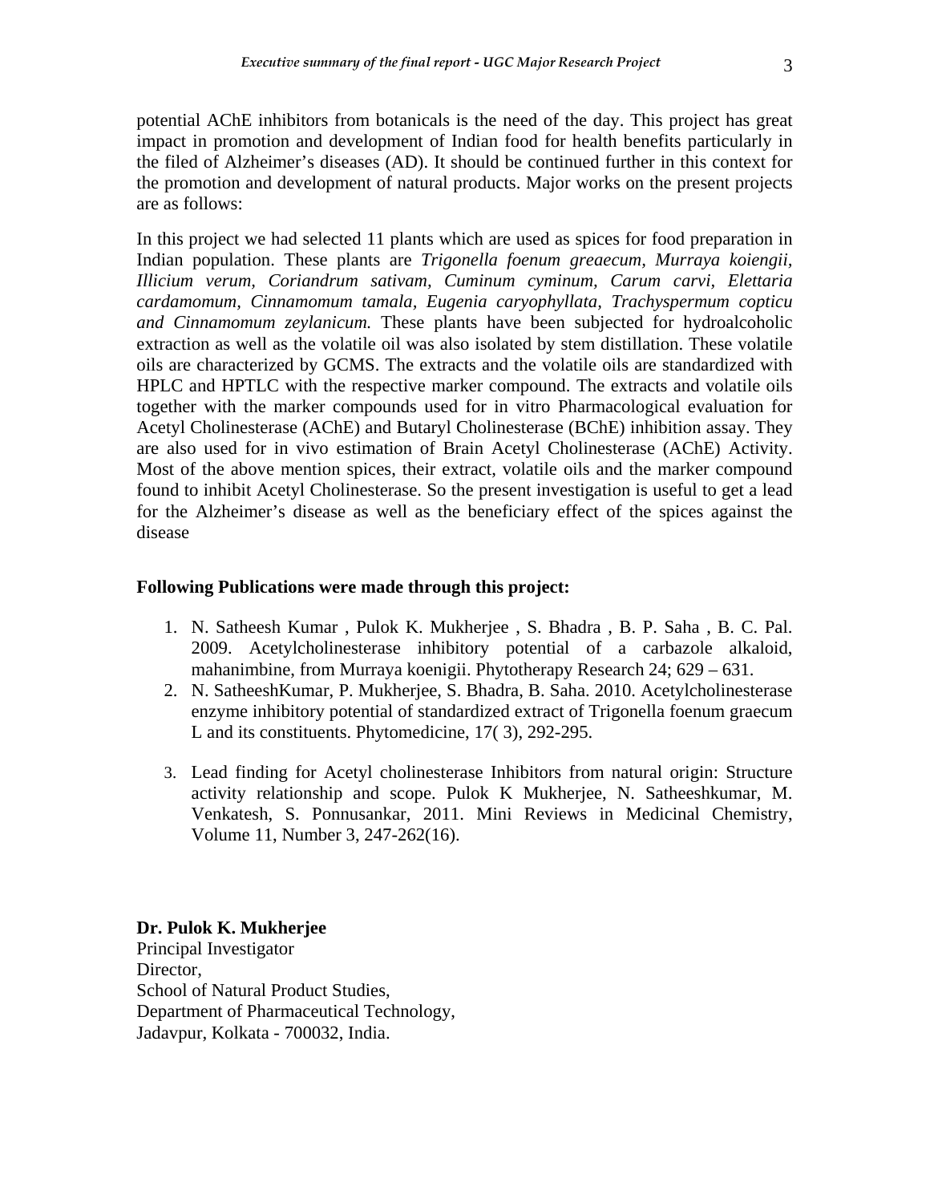potential AChE inhibitors from botanicals is the need of the day. This project has great impact in promotion and development of Indian food for health benefits particularly in the filed of Alzheimer's diseases (AD). It should be continued further in this context for the promotion and development of natural products. Major works on the present projects are as follows:

In this project we had selected 11 plants which are used as spices for food preparation in Indian population. These plants are *Trigonella foenum greaecum, Murraya koiengii, Illicium verum, Coriandrum sativam, Cuminum cyminum, Carum carvi, Elettaria cardamomum, Cinnamomum tamala, Eugenia caryophyllata, Trachyspermum copticu and Cinnamomum zeylanicum.* These plants have been subjected for hydroalcoholic extraction as well as the volatile oil was also isolated by stem distillation. These volatile oils are characterized by GCMS. The extracts and the volatile oils are standardized with HPLC and HPTLC with the respective marker compound. The extracts and volatile oils together with the marker compounds used for in vitro Pharmacological evaluation for Acetyl Cholinesterase (AChE) and Butaryl Cholinesterase (BChE) inhibition assay. They are also used for in vivo estimation of Brain Acetyl Cholinesterase (AChE) Activity. Most of the above mention spices, their extract, volatile oils and the marker compound found to inhibit Acetyl Cholinesterase. So the present investigation is useful to get a lead for the Alzheimer's disease as well as the beneficiary effect of the spices against the disease

**Following Publications were made through this project:**

1. N. Satheesh Kumar , Pulok K. Mukherjee , S. Bhadra , B. P. Saha , B. C. Pal. 2009. Acetylcholinesterase inhibitory potential of a carbazole alkaloid, mahanimbine, from Murraya koenigii. Phytotherapy Research 24; 629 – 631.
2. N. SatheeshKumar, P. Mukherjee, S. Bhadra, B. Saha. 2010. Acetylcholinesterase enzyme inhibitory potential of standardized extract of Trigonella foenum graecum L and its constituents. Phytomedicine, 17( 3), 292-295.
3. Lead finding for Acetyl cholinesterase Inhibitors from natural origin: Structure activity relationship and scope. Pulok K Mukherjee, N. Satheeshkumar, M. Venkatesh, S. Ponnusankar, 2011. Mini Reviews in Medicinal Chemistry, Volume 11, Number 3, 247-262(16).

**Dr. Pulok K. Mukherjee**
Principal Investigator
Director,
School of Natural Product Studies,
Department of Pharmaceutical Technology,
Jadavpur, Kolkata - 700032, India.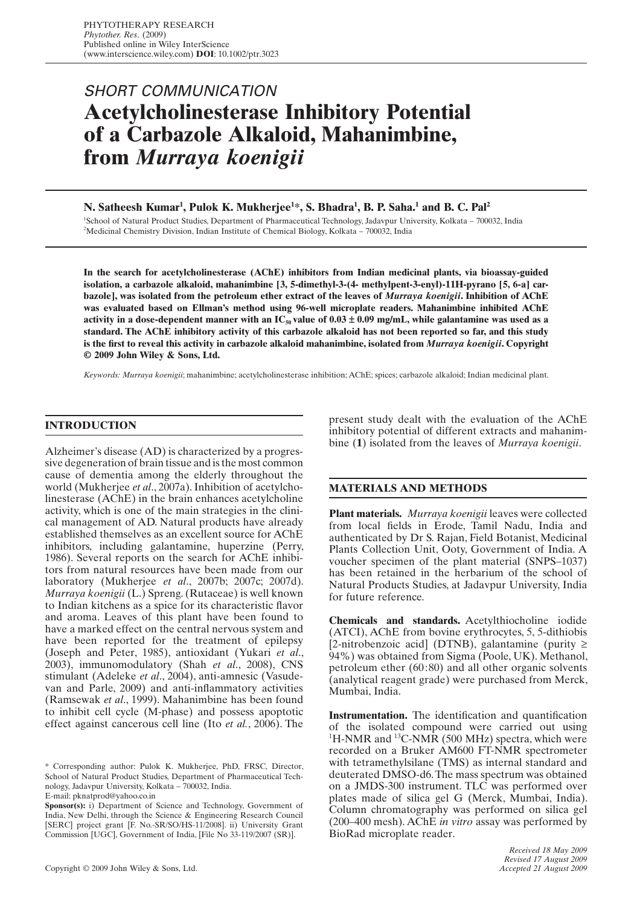## SHORT COMMUNICATION

# Acetylcholinesterase Inhibitory Potential of a Carbazole Alkaloid, Mahanimbine, from *Murraya koenigii*

**N. Satheesh Kumar[1], Pulok K. Mukherjee[1]\*, S. Bhadra[1], B. P. Saha.[1] and B. C. Pal[2]**

[1]School of Natural Product Studies, Department of Pharmaceutical Technology, Jadavpur University, Kolkata – 700032, India
[2]Medicinal Chemistry Division, Indian Institute of Chemical Biology, Kolkata – 700032, India

**In the search for acetylcholinesterase (AChE) inhibitors from Indian medicinal plants, via bioassay-guided isolation, a carbazole alkaloid, mahanimbine [3, 5-dimethyl-3-(4- methylpent-3-enyl)-11H-pyrano [5, 6-a] carbazole], was isolated from the petroleum ether extract of the leaves of *Murraya koenigii*. Inhibition of AChE was evaluated based on Ellman's method using 96-well microplate readers. Mahanimbine inhibited AChE activity in a dose-dependent manner with an $IC_{50}$ value of 0.03 ± 0.09 mg/mL, while galantamine was used as a standard. The AChE inhibitory activity of this carbazole alkaloid has not been reported so far, and this study is the first to reveal this activity in carbazole alkaloid mahanimbine, isolated from *Murraya koenigii*. Copyright © 2009 John Wiley & Sons, Ltd.**

*Keywords: Murraya koenigii*; mahanimbine; acetylcholinesterase inhibition; AChE; spices; carbazole alkaloid; Indian medicinal plant.

## INTRODUCTION

Alzheimer's disease (AD) is characterized by a progressive degeneration of brain tissue and is the most common cause of dementia among the elderly throughout the world (Mukherjee *et al*., 2007a). Inhibition of acetylcholinesterase (AChE) in the brain enhances acetylcholine activity, which is one of the main strategies in the clinical management of AD. Natural products have already established themselves as an excellent source for AChE inhibitors, including galantamine, huperzine (Perry, 1986). Several reports on the search for AChE inhibitors from natural resources have been made from our laboratory (Mukherjee *et al*., 2007b; 2007c; 2007d). *Murraya koenigii* (L.) Spreng. (Rutaceae) is well known to Indian kitchens as a spice for its characteristic flavor and aroma. Leaves of this plant have been found to have a marked effect on the central nervous system and have been reported for the treatment of epilepsy (Joseph and Peter, 1985), antioxidant (Yukari *et al*., 2003), immunomodulatory (Shah *et al*., 2008), CNS stimulant (Adeleke *et al*., 2004), anti-amnesic (Vasudevan and Parle, 2009) and anti-inflammatory activities (Ramsewak *et al*., 1999). Mahanimbine has been found to inhibit cell cycle (M-phase) and possess apoptotic effect against cancerous cell line (Ito *et al.*, 2006). The present study dealt with the evaluation of the AChE inhibitory potential of different extracts and mahanimbine (**1**) isolated from the leaves of *Murraya koenigii*.

## MATERIALS AND METHODS

**Plant materials.** *Murraya koenigii* leaves were collected from local fields in Erode, Tamil Nadu, India and authenticated by Dr S. Rajan, Field Botanist, Medicinal Plants Collection Unit, Ooty, Government of India. A voucher specimen of the plant material (SNPS–1037) has been retained in the herbarium of the school of Natural Products Studies, at Jadavpur University, India for future reference.

**Chemicals and standards.** Acetylthiocholine iodide (ATCI), AChE from bovine erythrocytes, 5, 5-dithiobis [2-nitrobenzoic acid] (DTNB), galantamine (purity ≥ 94%) was obtained from Sigma (Poole, UK). Methanol, petroleum ether (60:80) and all other organic solvents (analytical reagent grade) were purchased from Merck, Mumbai, India.

**Instrumentation.** The identification and quantification of the isolated compound were carried out using $^{1}$H-NMR and $^{13}$C-NMR (500 MHz) spectra, which were recorded on a Bruker AM600 FT-NMR spectrometer with tetramethylsilane (TMS) as internal standard and deuterated DMSO-d6. The mass spectrum was obtained on a JMDS-300 instrument. TLC was performed over plates made of silica gel G (Merck, Mumbai, India). Column chromatography was performed on silica gel (200–400 mesh). AChE *in vitro* assay was performed by BioRad microplate reader.

\* Corresponding author: Pulok K. Mukherjee, PhD, FRSC, Director, School of Natural Product Studies, Department of Pharmaceutical Technology, Jadavpur University, Kolkata – 700032, India.
E-mail: pknatprod@yahoo.co.in

**Sponsor(s):** i) Department of Science and Technology, Government of India, New Delhi, through the Science & Engineering Research Council [SERC] project grant [F. No.-SR/SO/HS-11/2008]. ii) University Grant Commission [UGC], Government of India, [File No 33-119/2007 (SR)].

*Received 18 May 2009*
*Revised 17 August 2009*
*Accepted 21 August 2009*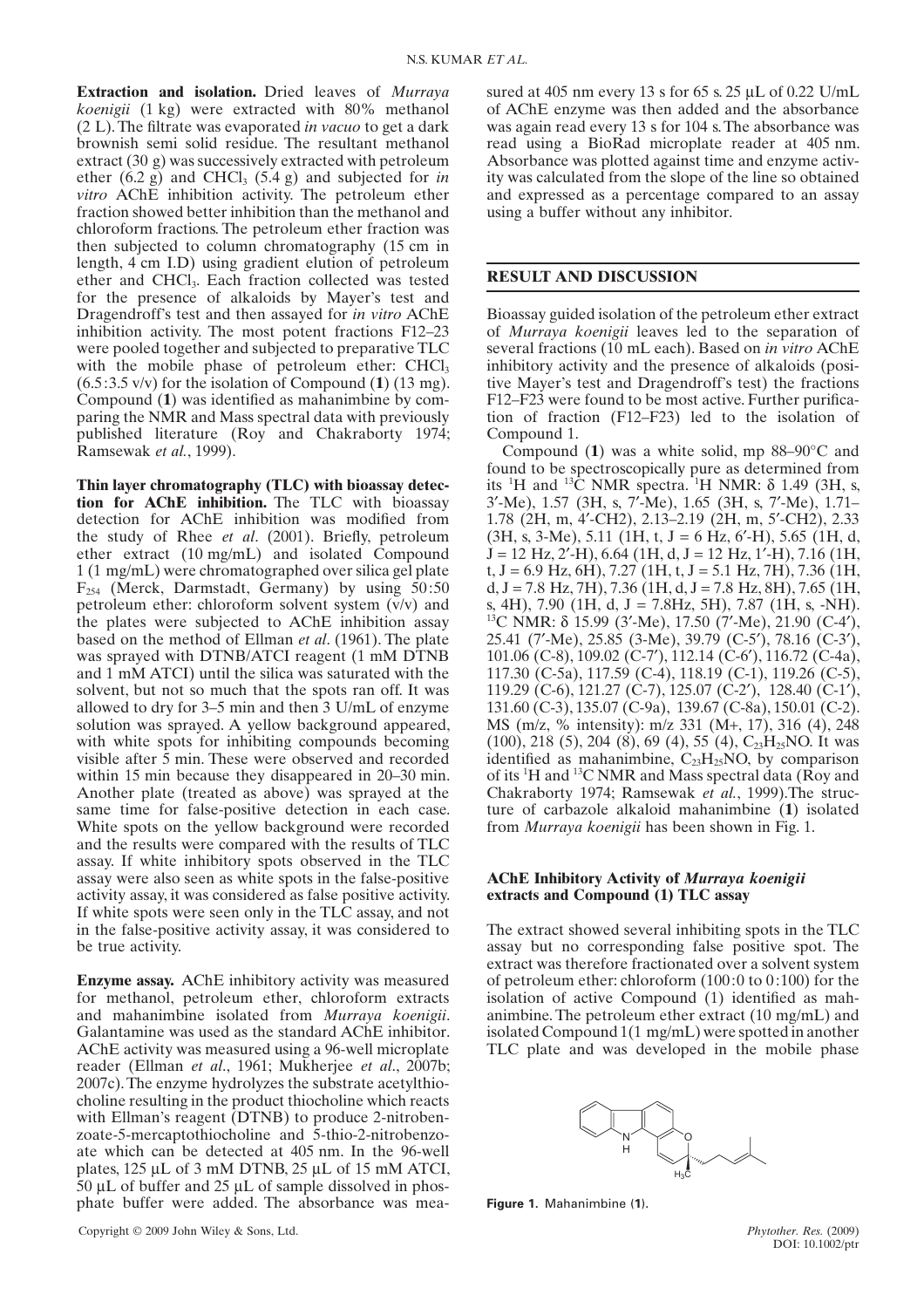**Extraction and isolation.** Dried leaves of *Murraya koenigii* (1 kg) were extracted with 80% methanol (2 L). The filtrate was evaporated *in vacuo* to get a dark brownish semi solid residue. The resultant methanol extract (30 g) was successively extracted with petroleum ether (6.2 g) and $CHCl_3$ (5.4 g) and subjected for *in vitro* AChE inhibition activity. The petroleum ether fraction showed better inhibition than the methanol and chloroform fractions. The petroleum ether fraction was then subjected to column chromatography (15 cm in length, 4 cm I.D) using gradient elution of petroleum ether and $CHCl_3$. Each fraction collected was tested for the presence of alkaloids by Mayer's test and Dragendroff's test and then assayed for *in vitro* AChE inhibition activity. The most potent fractions F12–23 were pooled together and subjected to preparative TLC with the mobile phase of petroleum ether: $CHCl_3$ (6.5:3.5 v/v) for the isolation of Compound (**1**) (13 mg). Compound (**1**) was identified as mahanimbine by comparing the NMR and Mass spectral data with previously published literature (Roy and Chakraborty 1974; Ramsewak *et al.*, 1999).

**Thin layer chromatography (TLC) with bioassay detection for AChE inhibition.** The TLC with bioassay detection for AChE inhibition was modified from the study of Rhee *et al*. (2001). Briefly, petroleum ether extract (10 mg/mL) and isolated Compound 1 (1 mg/mL) were chromatographed over silica gel plate $F_{254}$ (Merck, Darmstadt, Germany) by using 50:50 petroleum ether: chloroform solvent system (v/v) and the plates were subjected to AChE inhibition assay based on the method of Ellman *et al*. (1961). The plate was sprayed with DTNB/ATCI reagent (1 mM DTNB and 1 mM ATCI) until the silica was saturated with the solvent, but not so much that the spots ran off. It was allowed to dry for 3–5 min and then 3 U/mL of enzyme solution was sprayed. A yellow background appeared, with white spots for inhibiting compounds becoming visible after 5 min. These were observed and recorded within 15 min because they disappeared in 20–30 min. Another plate (treated as above) was sprayed at the same time for false-positive detection in each case. White spots on the yellow background were recorded and the results were compared with the results of TLC assay. If white inhibitory spots observed in the TLC assay were also seen as white spots in the false-positive activity assay, it was considered as false positive activity. If white spots were seen only in the TLC assay, and not in the false-positive activity assay, it was considered to be true activity.

**Enzyme assay.** AChE inhibitory activity was measured for methanol, petroleum ether, chloroform extracts and mahanimbine isolated from *Murraya koenigii*. Galantamine was used as the standard AChE inhibitor. AChE activity was measured using a 96-well microplate reader (Ellman *et al*., 1961; Mukherjee *et al*., 2007b; 2007c). The enzyme hydrolyzes the substrate acetylthiocholine resulting in the product thiocholine which reacts with Ellman's reagent (DTNB) to produce 2-nitrobenzoate-5-mercaptothiocholine and 5-thio-2-nitrobenzoate which can be detected at 405 nm. In the 96-well plates, 125 μL of 3 mM DTNB, 25 μL of 15 mM ATCI, 50 μL of buffer and 25 μL of sample dissolved in phosphate buffer were added. The absorbance was measured at 405 nm every 13 s for 65 s. 25 μL of 0.22 U/mL of AChE enzyme was then added and the absorbance was again read every 13 s for 104 s. The absorbance was read using a BioRad microplate reader at 405 nm. Absorbance was plotted against time and enzyme activity was calculated from the slope of the line so obtained and expressed as a percentage compared to an assay using a buffer without any inhibitor.

## RESULT AND DISCUSSION

Bioassay guided isolation of the petroleum ether extract of *Murraya koenigii* leaves led to the separation of several fractions (10 mL each). Based on *in vitro* AChE inhibitory activity and the presence of alkaloids (positive Mayer's test and Dragendroff's test) the fractions F12–F23 were found to be most active. Further purification of fraction (F12–F23) led to the isolation of Compound 1.

Compound (**1**) was a white solid, mp 88–90°C and found to be spectroscopically pure as determined from its $^{1}H$ and $^{13}C$ NMR spectra. $^{1}H$ NMR: δ 1.49 (3H, s, 3′-Me), 1.57 (3H, s, 7′-Me), 1.65 (3H, s, 7′-Me), 1.71–1.78 (2H, m, 4′-CH2), 2.13–2.19 (2H, m, 5′-CH2), 2.33 (3H, s, 3-Me), 5.11 (1H, t, J = 6 Hz, 6′-H), 5.65 (1H, d, J = 12 Hz, 2′-H), 6.64 (1H, d, J = 12 Hz, 1′-H), 7.16 (1H, t, J = 6.9 Hz, 6H), 7.27 (1H, t, J = 5.1 Hz, 7H), 7.36 (1H, d, J = 7.8 Hz, 7H), 7.36 (1H, d, J = 7.8 Hz, 8H), 7.65 (1H, s, 4H), 7.90 (1H, d, J = 7.8Hz, 5H), 7.87 (1H, s, -NH). $^{13}C$ NMR: δ 15.99 (3′-Me), 17.50 (7′-Me), 21.90 (C-4′), 25.41 (7′-Me), 25.85 (3-Me), 39.79 (C-5′), 78.16 (C-3′), 101.06 (C-8), 109.02 (C-7′), 112.14 (C-6′), 116.72 (C-4a), 117.30 (C-5a), 117.59 (C-4), 118.19 (C-1), 119.26 (C-5), 119.29 (C-6), 121.27 (C-7), 125.07 (C-2′), 128.40 (C-1′), 131.60 (C-3), 135.07 (C-9a), 139.67 (C-8a), 150.01 (C-2). MS (m/z, % intensity): m/z 331 (M+, 17), 316 (4), 248 (100), 218 (5), 204 (8), 69 (4), 55 (4), $C_{23}H_{25}NO$. It was identified as mahanimbine, $C_{23}H_{25}NO$, by comparison of its $^{1}H$ and $^{13}C$ NMR and Mass spectral data (Roy and Chakraborty 1974; Ramsewak *et al.*, 1999).The structure of carbazole alkaloid mahanimbine (**1**) isolated from *Murraya koenigii* has been shown in Fig. 1.

### AChE Inhibitory Activity of *Murraya koenigii* extracts and Compound (1) TLC assay

The extract showed several inhibiting spots in the TLC assay but no corresponding false positive spot. The extract was therefore fractionated over a solvent system of petroleum ether: chloroform (100:0 to 0:100) for the isolation of active Compound (1) identified as mahanimbine. The petroleum ether extract (10 mg/mL) and isolated Compound 1(1 mg/mL) were spotted in another TLC plate and was developed in the mobile phase

**Figure 1.** Mahanimbine (**1**).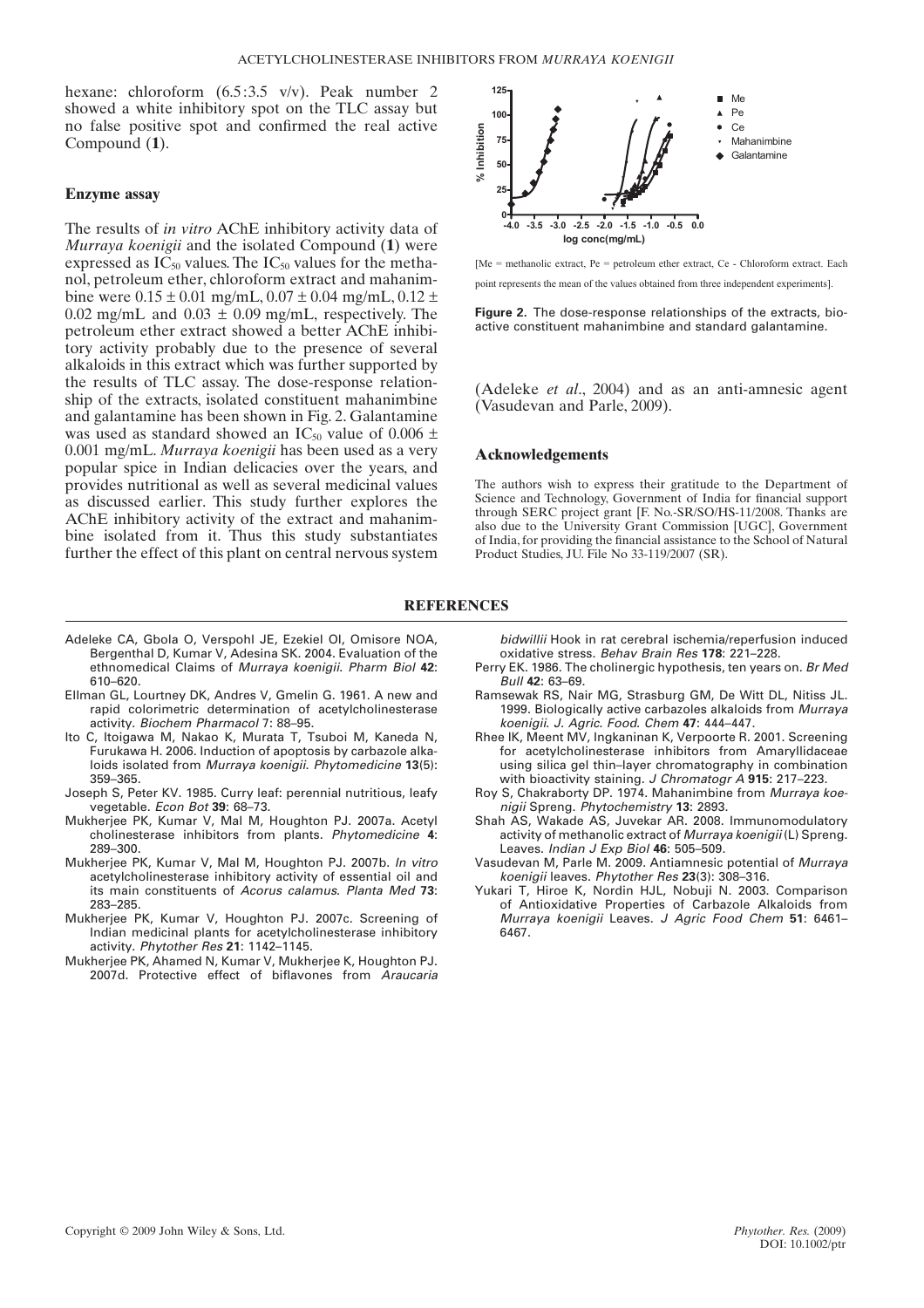hexane: chloroform (6.5:3.5 v/v). Peak number 2 showed a white inhibitory spot on the TLC assay but no false positive spot and confirmed the real active Compound (**1**).

### Enzyme assay

The results of *in vitro* AChE inhibitory activity data of *Murraya koenigii* and the isolated Compound (**1**) were expressed as $IC_{50}$ values. The $IC_{50}$ values for the methanol, petroleum ether, chloroform extract and mahanimbine were $0.15 \pm 0.01$ mg/mL, $0.07 \pm 0.04$ mg/mL, $0.12 \pm 0.02$ mg/mL and $0.03 \pm 0.09$ mg/mL, respectively. The petroleum ether extract showed a better AChE inhibitory activity probably due to the presence of several alkaloids in this extract which was further supported by the results of TLC assay. The dose-response relationship of the extracts, isolated constituent mahanimbine and galantamine has been shown in Fig. 2. Galantamine was used as standard showed an $IC_{50}$ value of $0.006 \pm 0.001$ mg/mL. *Murraya koenigii* has been used as a very popular spice in Indian delicacies over the years, and provides nutritional as well as several medicinal values as discussed earlier. This study further explores the AChE inhibitory activity of the extract and mahanimbine isolated from it. Thus this study substantiates further the effect of this plant on central nervous system (Adeleke *et al*., 2004) and as an anti-amnesic agent (Vasudevan and Parle, 2009).

[Me = methanolic extract, Pe = petroleum ether extract, Ce - Chloroform extract. Each point represents the mean of the values obtained from three independent experiments].

**Figure 2.** The dose-response relationships of the extracts, bioactive constituent mahanimbine and standard galantamine.

### Acknowledgements

The authors wish to express their gratitude to the Department of Science and Technology, Government of India for financial support through SERC project grant [F. No.-SR/SO/HS-11/2008. Thanks are also due to the University Grant Commission [UGC], Government of India, for providing the financial assistance to the School of Natural Product Studies, JU. File No 33-119/2007 (SR).

## REFERENCES

Adeleke CA, Gbola O, Verspohl JE, Ezekiel OI, Omisore NOA, Bergenthal D, Kumar V, Adesina SK. 2004. Evaluation of the ethnomedical Claims of *Murraya koenigii*. *Pharm Biol* **42**: 610–620.

Ellman GL, Lourtney DK, Andres V, Gmelin G. 1961. A new and rapid colorimetric determination of acetylcholinesterase activity. *Biochem Pharmacol* 7: 88–95.

Ito C, Itoigawa M, Nakao K, Murata T, Tsuboi M, Kaneda N, Furukawa H. 2006. Induction of apoptosis by carbazole alkaloids isolated from *Murraya koenigii*. *Phytomedicine* **13**(5): 359–365.

Joseph S, Peter KV. 1985. Curry leaf: perennial nutritious, leafy vegetable. *Econ Bot* **39**: 68–73.

Mukherjee PK, Kumar V, Mal M, Houghton PJ. 2007a. Acetyl cholinesterase inhibitors from plants. *Phytomedicine* **4**: 289–300.

Mukherjee PK, Kumar V, Mal M, Houghton PJ. 2007b. *In vitro* acetylcholinesterase inhibitory activity of essential oil and its main constituents of *Acorus calamus*. *Planta Med* **73**: 283–285.

Mukherjee PK, Kumar V, Houghton PJ. 2007c. Screening of Indian medicinal plants for acetylcholinesterase inhibitory activity. *Phytother Res* **21**: 1142–1145.

Mukherjee PK, Ahamed N, Kumar V, Mukherjee K, Houghton PJ. 2007d. Protective effect of biflavones from *Araucaria bidwillii* Hook in rat cerebral ischemia/reperfusion induced oxidative stress. *Behav Brain Res* **178**: 221–228.

Perry EK. 1986. The cholinergic hypothesis, ten years on. *Br Med Bull* **42**: 63–69.

Ramsewak RS, Nair MG, Strasburg GM, De Witt DL, Nitiss JL. 1999. Biologically active carbazoles alkaloids from *Murraya koenigii*. *J. Agric. Food. Chem* **47**: 444–447.

Rhee IK, Meent MV, Ingkaninan K, Verpoorte R. 2001. Screening for acetylcholinesterase inhibitors from Amaryllidaceae using silica gel thin–layer chromatography in combination with bioactivity staining. *J Chromatogr A* **915**: 217–223.

Roy S, Chakraborty DP. 1974. Mahanimbine from *Murraya koenigii* Spreng. *Phytochemistry* **13**: 2893.

Shah AS, Wakade AS, Juvekar AR. 2008. Immunomodulatory activity of methanolic extract of *Murraya koenigii* (L) Spreng. Leaves. *Indian J Exp Biol* **46**: 505–509.

Vasudevan M, Parle M. 2009. Antiamnesic potential of *Murraya koenigii* leaves. *Phytother Res* **23**(3): 308–316.

Yukari T, Hiroe K, Nordin HJL, Nobuji N. 2003. Comparison of Antioxidative Properties of Carbazole Alkaloids from *Murraya koenigii* Leaves. *J Agric Food Chem* **51**: 6461–6467.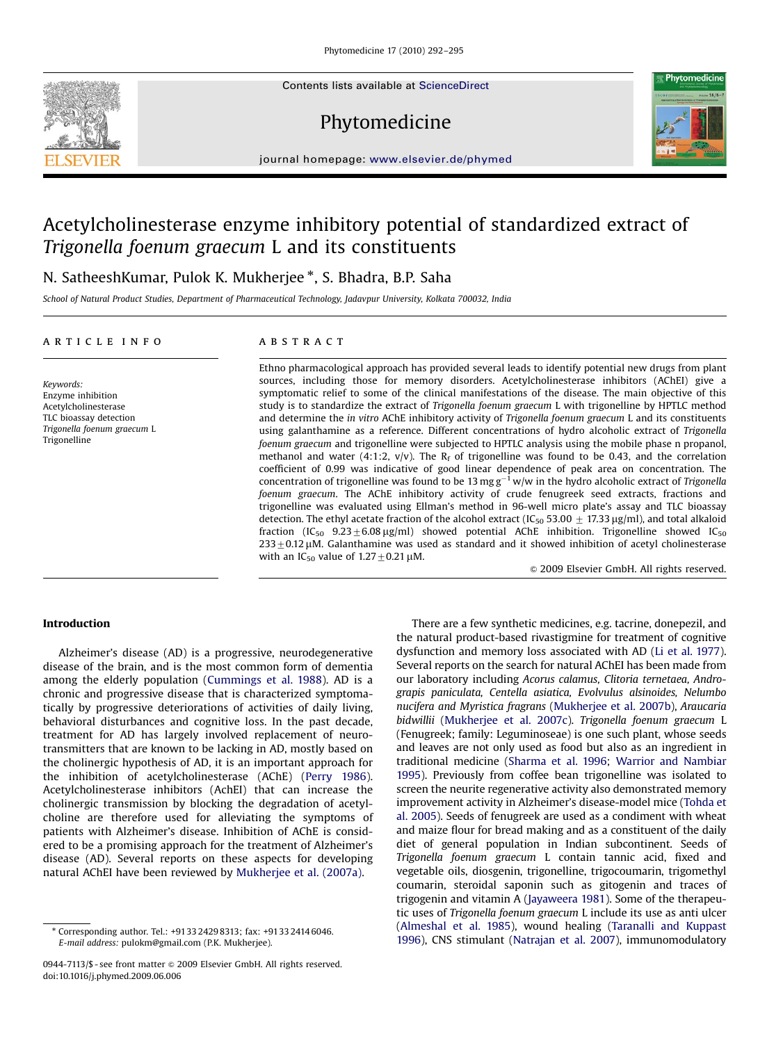# Acetylcholinesterase enzyme inhibitory potential of standardized extract of *Trigonella foenum graecum* L and its constituents

N. SatheeshKumar, Pulok K. Mukherjee *, S. Bhadra, B.P. Saha

*School of Natural Product Studies, Department of Pharmaceutical Technology, Jadavpur University, Kolkata 700032, India*

## ARTICLE INFO

*Keywords:*
Enzyme inhibition
Acetylcholinesterase
TLC bioassay detection
*Trigonella foenum graecum* L
Trigonelline

## ABSTRACT

Ethno pharmacological approach has provided several leads to identify potential new drugs from plant sources, including those for memory disorders. Acetylcholinesterase inhibitors (AChEI) give a symptomatic relief to some of the clinical manifestations of the disease. The main objective of this study is to standardize the extract of *Trigonella foenum graecum* L with trigonelline by HPTLC method and determine the *in vitro* AChE inhibitory activity of *Trigonella foenum graecum* L and its constituents using galanthamine as a reference. Different concentrations of hydro alcoholic extract of *Trigonella foenum graecum* and trigonelline were subjected to HPTLC analysis using the mobile phase n propanol, methanol and water (4:1:2, v/v). The $R_f$ of trigonelline was found to be 0.43, and the correlation coefficient of 0.99 was indicative of good linear dependence of peak area on concentration. The concentration of trigonelline was found to be 13 mg $g^{-1}$ w/w in the hydro alcoholic extract of *Trigonella foenum graecum*. The AChE inhibitory activity of crude fenugreek seed extracts, fractions and trigonelline was evaluated using Ellman's method in 96-well micro plate's assay and TLC bioassay detection. The ethyl acetate fraction of the alcohol extract ($IC_{50}$ 53.00 ± 17.33 μg/ml), and total alkaloid fraction ($IC_{50}$ 9.23 ± 6.08 μg/ml) showed potential AChE inhibition. Trigonelline showed $IC_{50}$ 233 ± 0.12 μM. Galanthamine was used as standard and it showed inhibition of acetyl cholinesterase with an $IC_{50}$ value of 1.27 ± 0.21 μM.

© 2009 Elsevier GmbH. All rights reserved.

## Introduction

Alzheimer's disease (AD) is a progressive, neurodegenerative disease of the brain, and is the most common form of dementia among the elderly population (Cummings et al. 1988). AD is a chronic and progressive disease that is characterized symptomatically by progressive deteriorations of activities of daily living, behavioral disturbances and cognitive loss. In the past decade, treatment for AD has largely involved replacement of neurotransmitters that are known to be lacking in AD, mostly based on the cholinergic hypothesis of AD, it is an important approach for the inhibition of acetylcholinesterase (AChE) (Perry 1986). Acetylcholinesterase inhibitors (AchEI) that can increase the cholinergic transmission by blocking the degradation of acetylcholine are therefore used for alleviating the symptoms of patients with Alzheimer's disease. Inhibition of AChE is considered to be a promising approach for the treatment of Alzheimer's disease (AD). Several reports on these aspects for developing natural AChEI have been reviewed by Mukherjee et al. (2007a).

There are a few synthetic medicines, e.g. tacrine, donepezil, and the natural product-based rivastigmine for treatment of cognitive dysfunction and memory loss associated with AD (Li et al. 1977). Several reports on the search for natural AChEI has been made from our laboratory including *Acorus calamus, Clitoria ternetaea, Andrograpis paniculata, Centella asiatica, Evolvulus alsinoides, Nelumbo nucifera and Myristica fragrans* (Mukherjee et al. 2007b), *Araucaria bidwillii* (Mukherjee et al. 2007c). *Trigonella foenum graecum* L (Fenugreek; family: Leguminoseae) is one such plant, whose seeds and leaves are not only used as food but also as an ingredient in traditional medicine (Sharma et al. 1996; Warrior and Nambiar 1995). Previously from coffee bean trigonelline was isolated to screen the neurite regenerative activity also demonstrated memory improvement activity in Alzheimer's disease-model mice (Tohda et al. 2005). Seeds of fenugreek are used as a condiment with wheat and maize flour for bread making and as a constituent of the daily diet of general population in Indian subcontinent. Seeds of *Trigonella foenum graecum* L contain tannic acid, fixed and vegetable oils, diosgenin, trigonelline, trigocoumarin, trigomethyl coumarin, steroidal saponin such as gitogenin and traces of trigogenin and vitamin A (Jayaweera 1981). Some of the therapeutic uses of *Trigonella foenum graecum* L include its use as anti ulcer (Almeshal et al. 1985), wound healing (Taranalli and Kuppast 1996), CNS stimulant (Natrajan et al. 2007), immunomodulatory

* Corresponding author. Tel.: +91 33 2429 8313; fax: +91 33 2414 6046.
*E-mail address:* pulokm@gmail.com (P.K. Mukherjee).

0944-7113/$ - see front matter © 2009 Elsevier GmbH. All rights reserved.
doi:10.1016/j.phymed.2009.06.006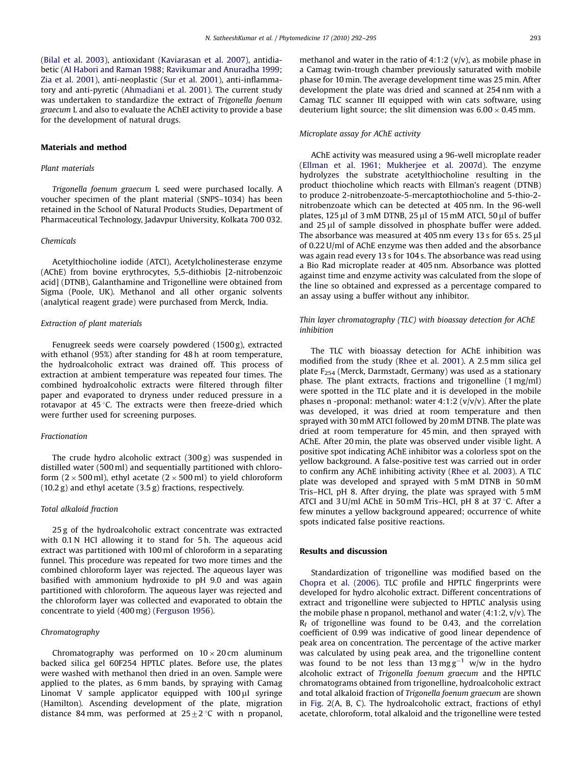(Bilal et al. 2003), antioxidant (Kaviarasan et al. 2007), antidiabetic (Al Habori and Raman 1988; Ravikumar and Anuradha 1999; Zia et al. 2001), anti-neoplastic (Sur et al. 2001), anti-inflammatory and anti-pyretic (Ahmadiani et al. 2001). The current study was undertaken to standardize the extract of *Trigonella foenum graecum* L and also to evaluate the AChEI activity to provide a base for the development of natural drugs.

## Materials and method

### Plant materials

*Trigonella foenum graecum* L seed were purchased locally. A voucher specimen of the plant material (SNPS–1034) has been retained in the School of Natural Products Studies, Department of Pharmaceutical Technology, Jadavpur University, Kolkata 700 032.

### Chemicals

Acetylthiocholine iodide (ATCI), Acetylcholinesterase enzyme (AChE) from bovine erythrocytes, 5,5-dithiobis [2-nitrobenzoic acid] (DTNB), Galanthamine and Trigonelline were obtained from Sigma (Poole, UK). Methanol and all other organic solvents (analytical reagent grade) were purchased from Merck, India.

### Extraction of plant materials

Fenugreek seeds were coarsely powdered (1500 g), extracted with ethanol (95%) after standing for 48 h at room temperature, the hydroalcoholic extract was drained off. This process of extraction at ambient temperature was repeated four times. The combined hydroalcoholic extracts were filtered through filter paper and evaporated to dryness under reduced pressure in a rotavapor at 45 °C. The extracts were then freeze-dried which were further used for screening purposes.

### Fractionation

The crude hydro alcoholic extract (300 g) was suspended in distilled water (500 ml) and sequentially partitioned with chloroform (2 × 500 ml), ethyl acetate (2 × 500 ml) to yield chloroform (10.2 g) and ethyl acetate (3.5 g) fractions, respectively.

### Total alkaloid fraction

25 g of the hydroalcoholic extract concentrate was extracted with 0.1 N HCl allowing it to stand for 5 h. The aqueous acid extract was partitioned with 100 ml of chloroform in a separating funnel. This procedure was repeated for two more times and the combined chloroform layer was rejected. The aqueous layer was basified with ammonium hydroxide to pH 9.0 and was again partitioned with chloroform. The aqueous layer was rejected and the chloroform layer was collected and evaporated to obtain the concentrate to yield (400 mg) (Ferguson 1956).

### Chromatography

Chromatography was performed on 10 × 20 cm aluminum backed silica gel 60F254 HPTLC plates. Before use, the plates were washed with methanol then dried in an oven. Sample were applied to the plates, as 6 mm bands, by spraying with Camag Linomat V sample applicator equipped with 100 μl syringe (Hamilton). Ascending development of the plate, migration distance 84 mm, was performed at 25 ± 2 °C with n propanol, methanol and water in the ratio of 4:1:2 (v/v), as mobile phase in a Camag twin-trough chamber previously saturated with mobile phase for 10 min. The average development time was 25 min. After development the plate was dried and scanned at 254 nm with a Camag TLC scanner III equipped with win cats software, using deuterium light source; the slit dimension was 6.00 × 0.45 mm.

### Microplate assay for AChE activity

AChE activity was measured using a 96-well microplate reader (Ellman et al. 1961; Mukherjee et al. 2007d). The enzyme hydrolyzes the substrate acetylthiocholine resulting in the product thiocholine which reacts with Ellman's reagent (DTNB) to produce 2-nitrobenzoate-5-mercaptothiocholine and 5-thio-2-nitrobenzoate which can be detected at 405 nm. In the 96-well plates, 125 μl of 3 mM DTNB, 25 μl of 15 mM ATCI, 50 μl of buffer and 25 μl of sample dissolved in phosphate buffer were added. The absorbance was measured at 405 nm every 13 s for 65 s. 25 μl of 0.22 U/ml of AChE enzyme was then added and the absorbance was again read every 13 s for 104 s. The absorbance was read using a Bio Rad microplate reader at 405 nm. Absorbance was plotted against time and enzyme activity was calculated from the slope of the line so obtained and expressed as a percentage compared to an assay using a buffer without any inhibitor.

### Thin layer chromatography (TLC) with bioassay detection for AChE inhibition

The TLC with bioassay detection for AChE inhibition was modified from the study (Rhee et al. 2001). A 2.5 mm silica gel plate $F_{254}$ (Merck, Darmstadt, Germany) was used as a stationary phase. The plant extracts, fractions and trigonelline (1 mg/ml) were spotted in the TLC plate and it is developed in the mobile phases n -proponal: methanol: water 4:1:2 (v/v/v). After the plate was developed, it was dried at room temperature and then sprayed with 30 mM ATCI followed by 20 mM DTNB. The plate was dried at room temperature for 45 min, and then sprayed with AChE. After 20 min, the plate was observed under visible light. A positive spot indicating AChE inhibitor was a colorless spot on the yellow background. A false-positive test was carried out in order to confirm any AChE inhibiting activity (Rhee et al. 2003). A TLC plate was developed and sprayed with 5 mM DTNB in 50 mM Tris–HCl, pH 8. After drying, the plate was sprayed with 5 mM ATCI and 3 U/ml AChE in 50 mM Tris–HCl, pH 8 at 37 °C. After a few minutes a yellow background appeared; occurrence of white spots indicated false positive reactions.

## Results and discussion

Standardization of trigonelline was modified based on the Chopra et al. (2006). TLC profile and HPTLC fingerprints were developed for hydro alcoholic extract. Different concentrations of extract and trigonelline were subjected to HPTLC analysis using the mobile phase n propanol, methanol and water (4:1:2, v/v). The $R_f$ of trigonelline was found to be 0.43, and the correlation coefficient of 0.99 was indicative of good linear dependence of peak area on concentration. The percentage of the active marker was calculated by using peak area, and the trigonelline content was found to be not less than 13 mg $g^{-1}$ w/w in the hydro alcoholic extract of *Trigonella foenum graecum* and the HPTLC chromatograms obtained from trigonelline, hydroalcoholic extract and total alkaloid fraction of *Trigonella foenum graecum* are shown in Fig. 2(A, B, C). The hydroalcoholic extract, fractions of ethyl acetate, chloroform, total alkaloid and the trigonelline were tested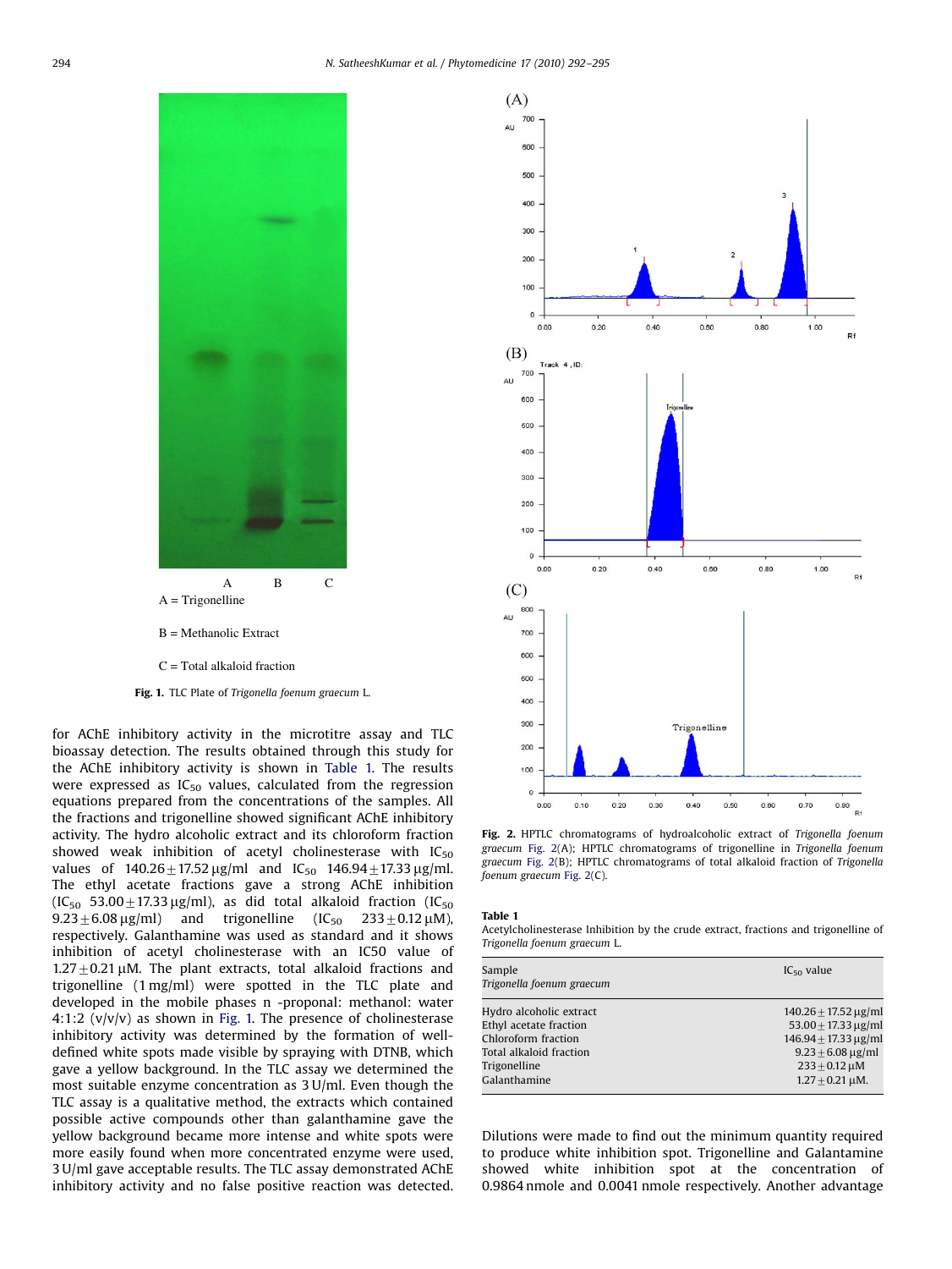A = Trigonelline

B = Methanolic Extract

C = Total alkaloid fraction

**Fig. 1.** TLC Plate of *Trigonella foenum graecum* L.

for AChE inhibitory activity in the microtitre assay and TLC bioassay detection. The results obtained through this study for the AChE inhibitory activity is shown in Table 1. The results were expressed as $IC_{50}$ values, calculated from the regression equations prepared from the concentrations of the samples. All the fractions and trigonelline showed significant AChE inhibitory activity. The hydro alcoholic extract and its chloroform fraction showed weak inhibition of acetyl cholinesterase with $IC_{50}$ values of $140.26 \pm 17.52\,\mu g/ml$ and $IC_{50}$ $146.94 \pm 17.33\,\mu g/ml$. The ethyl acetate fractions gave a strong AChE inhibition ($IC_{50}$ $53.00 \pm 17.33\,\mu g/ml$), as did total alkaloid fraction ($IC_{50}$ $9.23 \pm 6.08\,\mu g/ml$) and trigonelline ($IC_{50}$ $233 \pm 0.12\,\mu M$), respectively. Galanthamine was used as standard and it shows inhibition of acetyl cholinesterase with an IC50 value of $1.27 \pm 0.21\,\mu M$. The plant extracts, total alkaloid fractions and trigonelline (1 mg/ml) were spotted in the TLC plate and developed in the mobile phases n -proponal: methanol: water 4:1:2 (v/v/v) as shown in Fig. 1. The presence of cholinesterase inhibitory activity was determined by the formation of well-defined white spots made visible by spraying with DTNB, which gave a yellow background. In the TLC assay we determined the most suitable enzyme concentration as 3 U/ml. Even though the TLC assay is a qualitative method, the extracts which contained possible active compounds other than galanthamine gave the yellow background became more intense and white spots were more easily found when more concentrated enzyme were used, 3 U/ml gave acceptable results. The TLC assay demonstrated AChE inhibitory activity and no false positive reaction was detected.

**Fig. 2.** HPTLC chromatograms of hydroalcoholic extract of *Trigonella foenum graecum* Fig. 2(A); HPTLC chromatograms of trigonelline in *Trigonella foenum graecum* Fig. 2(B); HPTLC chromatograms of total alkaloid fraction of *Trigonella foenum graecum* Fig. 2(C).

**Table 1**
Acetylcholinesterase Inhibition by the crude extract, fractions and trigonelline of *Trigonella foenum graecum* L.

| Sample *Trigonella foenum graecum* | $IC_{50}$ value |
|---|---|
| Hydro alcoholic extract | $140.26 \pm 17.52\,\mu g/ml$ |
| Ethyl acetate fraction | $53.00 \pm 17.33\,\mu g/ml$ |
| Chloroform fraction | $146.94 \pm 17.33\,\mu g/ml$ |
| Total alkaloid fraction | $9.23 \pm 6.08\,\mu g/ml$ |
| Trigonelline | $233 \pm 0.12\,\mu M$ |
| Galanthamine | $1.27 \pm 0.21\,\mu M$. |

Dilutions were made to find out the minimum quantity required to produce white inhibition spot. Trigonelline and Galantamine showed white inhibition spot at the concentration of 0.9864 nmole and 0.0041 nmole respectively. Another advantage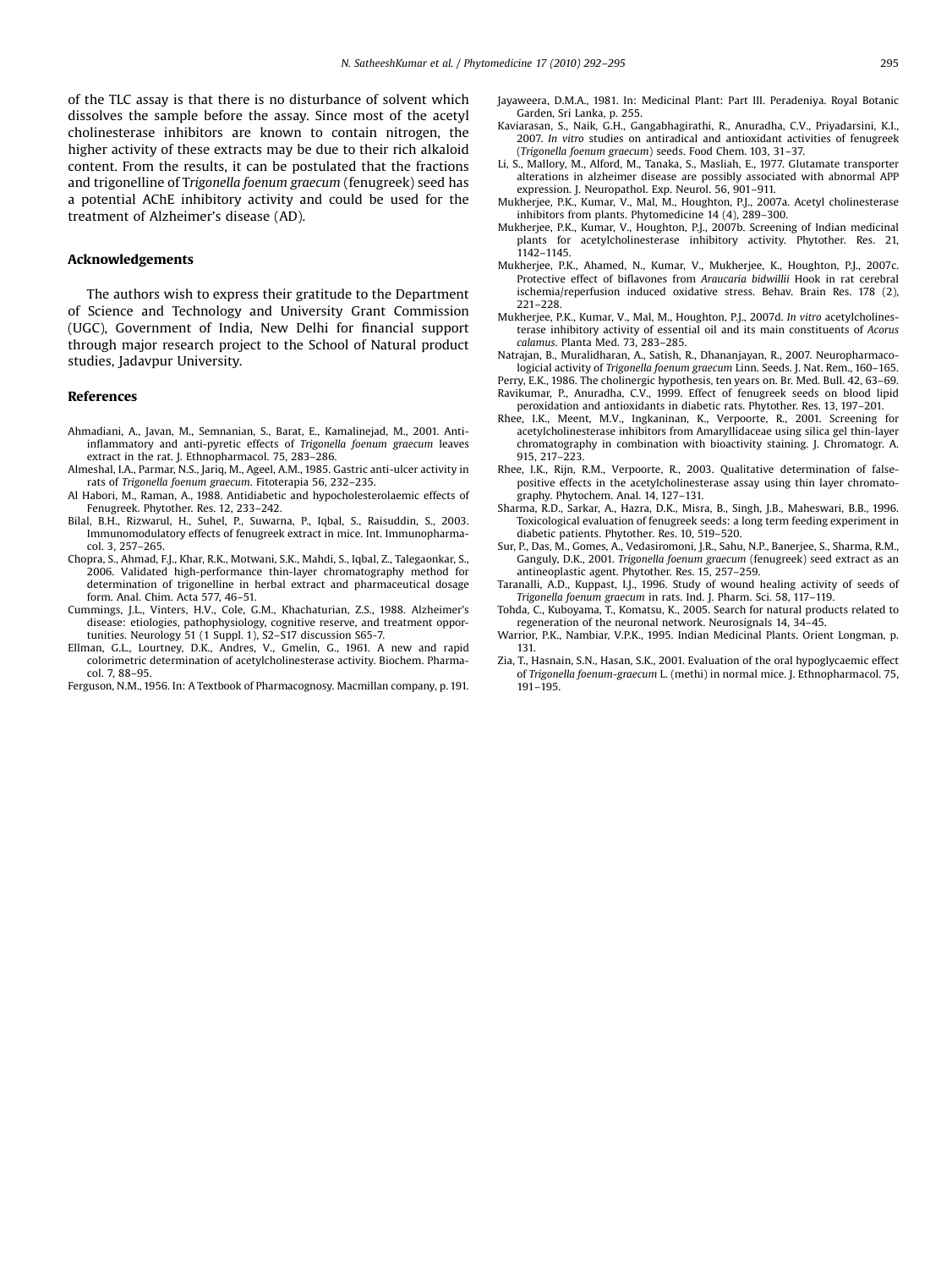of the TLC assay is that there is no disturbance of solvent which dissolves the sample before the assay. Since most of the acetyl cholinesterase inhibitors are known to contain nitrogen, the higher activity of these extracts may be due to their rich alkaloid content. From the results, it can be postulated that the fractions and trigonelline of T*rigonella foenum graecum* (fenugreek) seed has a potential AChE inhibitory activity and could be used for the treatment of Alzheimer's disease (AD).

## Acknowledgements

The authors wish to express their gratitude to the Department of Science and Technology and University Grant Commission (UGC), Government of India, New Delhi for financial support through major research project to the School of Natural product studies, Jadavpur University.

## References

Ahmadiani, A., Javan, M., Semnanian, S., Barat, E., Kamalinejad, M., 2001. Anti-inflammatory and anti-pyretic effects of *Trigonella foenum graecum* leaves extract in the rat. J. Ethnopharmacol. 75, 283–286.

Almeshal, I.A., Parmar, N.S., Jariq, M., Ageel, A.M., 1985. Gastric anti-ulcer activity in rats of *Trigonella foenum graecum*. Fitoterapia 56, 232–235.

Al Habori, M., Raman, A., 1988. Antidiabetic and hypocholesterolaemic effects of Fenugreek. Phytother. Res. 12, 233–242.

Bilal, B.H., Rizwarul, H., Suhel, P., Suwarna, P., Iqbal, S., Raisuddin, S., 2003. Immunomodulatory effects of fenugreek extract in mice. Int. Immunopharmacol. 3, 257–265.

Chopra, S., Ahmad, F.J., Khar, R.K., Motwani, S.K., Mahdi, S., Iqbal, Z., Talegaonkar, S., 2006. Validated high-performance thin-layer chromatography method for determination of trigonelline in herbal extract and pharmaceutical dosage form. Anal. Chim. Acta 577, 46–51.

Cummings, J.L., Vinters, H.V., Cole, G.M., Khachaturian, Z.S., 1988. Alzheimer's disease: etiologies, pathophysiology, cognitive reserve, and treatment opportunities. Neurology 51 (1 Suppl. 1), S2–S17 discussion S65-7.

Ellman, G.L., Lourtney, D.K., Andres, V., Gmelin, G., 1961. A new and rapid colorimetric determination of acetylcholinesterase activity. Biochem. Pharmacol. 7, 88–95.

Ferguson, N.M., 1956. In: A Textbook of Pharmacognosy. Macmillan company, p. 191.

Jayaweera, D.M.A., 1981. In: Medicinal Plant: Part III. Peradeniya. Royal Botanic Garden, Sri Lanka, p. 255.

Kaviarasan, S., Naik, G.H., Gangabhagirathi, R., Anuradha, C.V., Priyadarsini, K.I., 2007. *In vitro* studies on antiradical and antioxidant activities of fenugreek (*Trigonella foenum graecum*) seeds. Food Chem. 103, 31–37.

Li, S., Mallory, M., Alford, M., Tanaka, S., Masliah, E., 1977. Glutamate transporter alterations in alzheimer disease are possibly associated with abnormal APP expression. J. Neuropathol. Exp. Neurol. 56, 901–911.

Mukherjee, P.K., Kumar, V., Mal, M., Houghton, P.J., 2007a. Acetyl cholinesterase inhibitors from plants. Phytomedicine 14 (4), 289–300.

Mukherjee, P.K., Kumar, V., Houghton, P.J., 2007b. Screening of Indian medicinal plants for acetylcholinesterase inhibitory activity. Phytother. Res. 21, 1142–1145.

Mukherjee, P.K., Ahamed, N., Kumar, V., Mukherjee, K., Houghton, P.J., 2007c. Protective effect of biflavones from *Araucaria bidwillii* Hook in rat cerebral ischemia/reperfusion induced oxidative stress. Behav. Brain Res. 178 (2), 221–228.

Mukherjee, P.K., Kumar, V., Mal, M., Houghton, P.J., 2007d. *In vitro* acetylcholinesterase inhibitory activity of essential oil and its main constituents of *Acorus calamus*. Planta Med. 73, 283–285.

Natrajan, B., Muralidharan, A., Satish, R., Dhananjayan, R., 2007. Neuropharmacologicial activity of *Trigonella foenum graecum* Linn. Seeds. J. Nat. Rem., 160–165.

Perry, E.K., 1986. The cholinergic hypothesis, ten years on. Br. Med. Bull. 42, 63–69.

Ravikumar, P., Anuradha, C.V., 1999. Effect of fenugreek seeds on blood lipid peroxidation and antioxidants in diabetic rats. Phytother. Res. 13, 197–201.

Rhee, I.K., Meent, M.V., Ingkaninan, K., Verpoorte, R., 2001. Screening for acetylcholinesterase inhibitors from Amaryllidaceae using silica gel thin-layer chromatography in combination with bioactivity staining. J. Chromatogr. A. 915, 217–223.

Rhee, I.K., Rijn, R.M., Verpoorte, R., 2003. Qualitative determination of false-positive effects in the acetylcholinesterase assay using thin layer chromatography. Phytochem. Anal. 14, 127–131.

Sharma, R.D., Sarkar, A., Hazra, D.K., Misra, B., Singh, J.B., Maheswari, B.B., 1996. Toxicological evaluation of fenugreek seeds: a long term feeding experiment in diabetic patients. Phytother. Res. 10, 519–520.

Sur, P., Das, M., Gomes, A., Vedasiromoni, J.R., Sahu, N.P., Banerjee, S., Sharma, R.M., Ganguly, D.K., 2001. *Trigonella foenum graecum* (fenugreek) seed extract as an antineoplastic agent. Phytother. Res. 15, 257–259.

Taranalli, A.D., Kuppast, I.J., 1996. Study of wound healing activity of seeds of *Trigonella foenum graecum* in rats. Ind. J. Pharm. Sci. 58, 117–119.

Tohda, C., Kuboyama, T., Komatsu, K., 2005. Search for natural products related to regeneration of the neuronal network. Neurosignals 14, 34–45.

Warrior, P.K., Nambiar, V.P.K., 1995. Indian Medicinal Plants. Orient Longman, p. 131.

Zia, T., Hasnain, S.N., Hasan, S.K., 2001. Evaluation of the oral hypoglycaemic effect of *Trigonella foenum-graecum* L. (methi) in normal mice. J. Ethnopharmacol. 75, 191–195.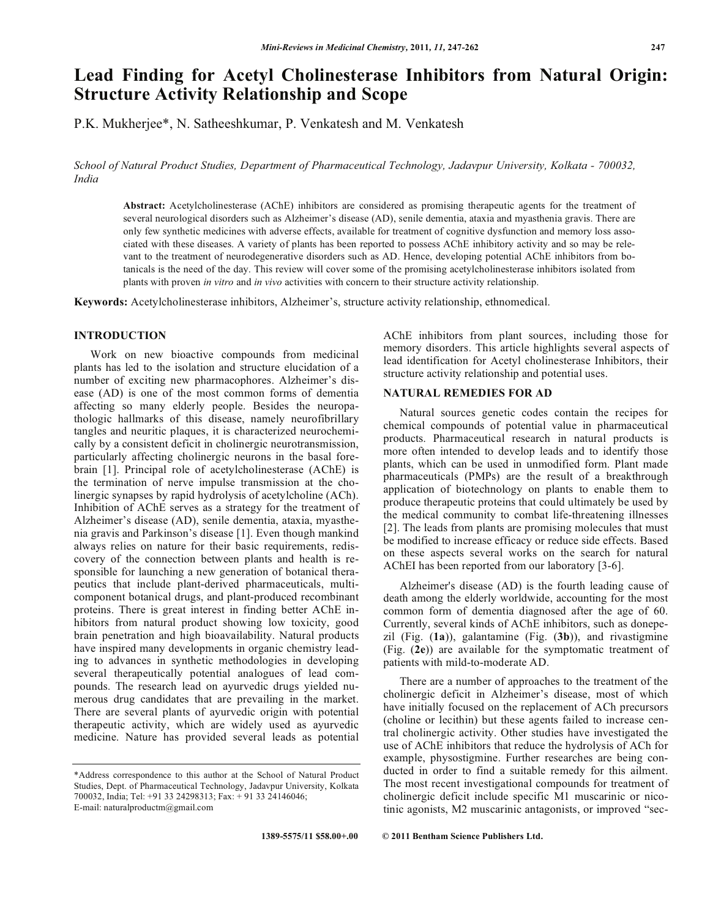# Lead Finding for Acetyl Cholinesterase Inhibitors from Natural Origin: Structure Activity Relationship and Scope

P.K. Mukherjee*, N. Satheeshkumar, P. Venkatesh and M. Venkatesh

*School of Natural Product Studies, Department of Pharmaceutical Technology, Jadavpur University, Kolkata - 700032, India*

**Abstract:** Acetylcholinesterase (AChE) inhibitors are considered as promising therapeutic agents for the treatment of several neurological disorders such as Alzheimer's disease (AD), senile dementia, ataxia and myasthenia gravis. There are only few synthetic medicines with adverse effects, available for treatment of cognitive dysfunction and memory loss associated with these diseases. A variety of plants has been reported to possess AChE inhibitory activity and so may be relevant to the treatment of neurodegenerative disorders such as AD. Hence, developing potential AChE inhibitors from botanicals is the need of the day. This review will cover some of the promising acetylcholinesterase inhibitors isolated from plants with proven *in vitro* and *in vivo* activities with concern to their structure activity relationship.

**Keywords:** Acetylcholinesterase inhibitors, Alzheimer's, structure activity relationship, ethnomedical.

## INTRODUCTION

Work on new bioactive compounds from medicinal plants has led to the isolation and structure elucidation of a number of exciting new pharmacophores. Alzheimer's disease (AD) is one of the most common forms of dementia affecting so many elderly people. Besides the neuropathologic hallmarks of this disease, namely neurofibrillary tangles and neuritic plaques, it is characterized neurochemically by a consistent deficit in cholinergic neurotransmission, particularly affecting cholinergic neurons in the basal forebrain [1]. Principal role of acetylcholinesterase (AChE) is the termination of nerve impulse transmission at the cholinergic synapses by rapid hydrolysis of acetylcholine (ACh). Inhibition of AChE serves as a strategy for the treatment of Alzheimer's disease (AD), senile dementia, ataxia, myasthenia gravis and Parkinson's disease [1]. Even though mankind always relies on nature for their basic requirements, rediscovery of the connection between plants and health is responsible for launching a new generation of botanical therapeutics that include plant-derived pharmaceuticals, multicomponent botanical drugs, and plant-produced recombinant proteins. There is great interest in finding better AChE inhibitors from natural product showing low toxicity, good brain penetration and high bioavailability. Natural products have inspired many developments in organic chemistry leading to advances in synthetic methodologies in developing several therapeutically potential analogues of lead compounds. The research lead on ayurvedic drugs yielded numerous drug candidates that are prevailing in the market. There are several plants of ayurvedic origin with potential therapeutic activity, which are widely used as ayurvedic medicine. Nature has provided several leads as potential AChE inhibitors from plant sources, including those for memory disorders. This article highlights several aspects of lead identification for Acetyl cholinesterase Inhibitors, their structure activity relationship and potential uses.

## NATURAL REMEDIES FOR AD

Natural sources genetic codes contain the recipes for chemical compounds of potential value in pharmaceutical products. Pharmaceutical research in natural products is more often intended to develop leads and to identify those plants, which can be used in unmodified form. Plant made pharmaceuticals (PMPs) are the result of a breakthrough application of biotechnology on plants to enable them to produce therapeutic proteins that could ultimately be used by the medical community to combat life-threatening illnesses [2]. The leads from plants are promising molecules that must be modified to increase efficacy or reduce side effects. Based on these aspects several works on the search for natural AChEI has been reported from our laboratory [3-6].

Alzheimer's disease (AD) is the fourth leading cause of death among the elderly worldwide, accounting for the most common form of dementia diagnosed after the age of 60. Currently, several kinds of AChE inhibitors, such as donepezil (Fig. (**1a**)), galantamine (Fig. (**3b**)), and rivastigmine (Fig. (**2e**)) are available for the symptomatic treatment of patients with mild-to-moderate AD.

There are a number of approaches to the treatment of the cholinergic deficit in Alzheimer's disease, most of which have initially focused on the replacement of ACh precursors (choline or lecithin) but these agents failed to increase central cholinergic activity. Other studies have investigated the use of AChE inhibitors that reduce the hydrolysis of ACh for example, physostigmine. Further researches are being conducted in order to find a suitable remedy for this ailment. The most recent investigational compounds for treatment of cholinergic deficit include specific M1 muscarinic or nicotinic agonists, M2 muscarinic antagonists, or improved "sec-

---

*Address correspondence to this author at the School of Natural Product Studies, Dept. of Pharmaceutical Technology, Jadavpur University, Kolkata 700032, India; Tel: +91 33 24298313; Fax: + 91 33 24146046; E-mail: naturalproductm@gmail.com

1389-5575/11 $58.00+.00 © 2011 Bentham Science Publishers Ltd.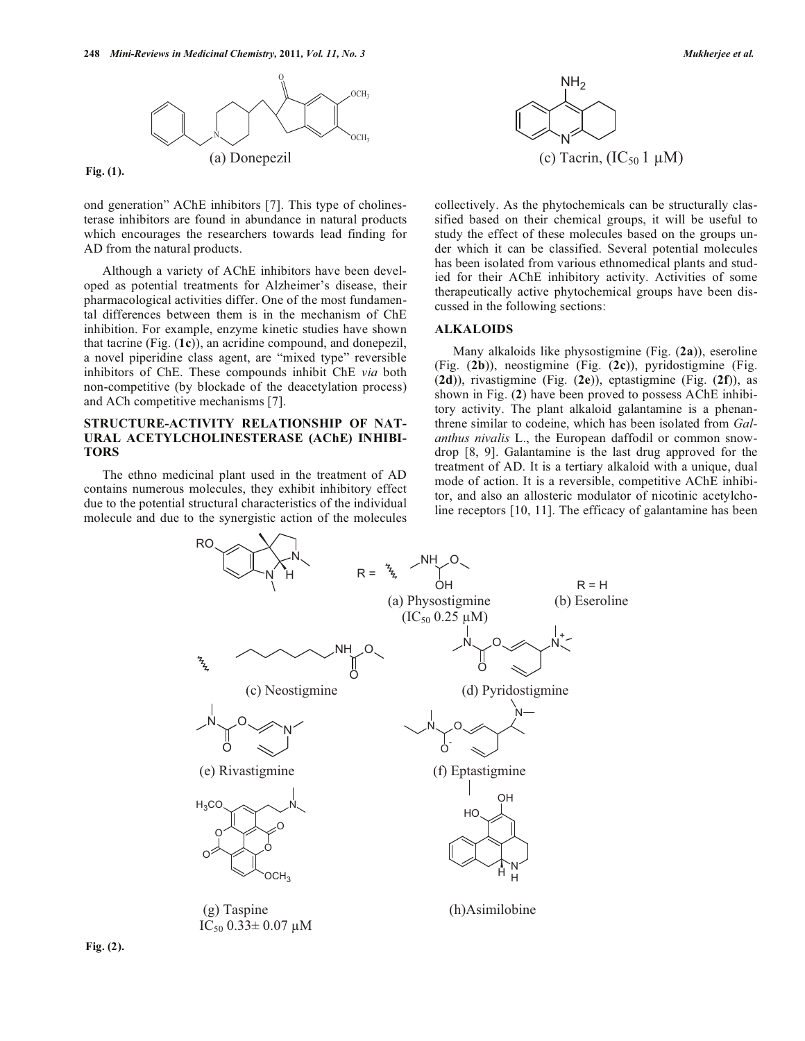(a) Donepezil

(c) Tacrin, ($IC_{50}$ 1 μM)

**Fig. (1).**

ond generation" AChE inhibitors [7]. This type of cholinesterase inhibitors are found in abundance in natural products which encourages the researchers towards lead finding for AD from the natural products.

Although a variety of AChE inhibitors have been developed as potential treatments for Alzheimer's disease, their pharmacological activities differ. One of the most fundamental differences between them is in the mechanism of ChE inhibition. For example, enzyme kinetic studies have shown that tacrine (Fig. (**1c**)), an acridine compound, and donepezil, a novel piperidine class agent, are "mixed type" reversible inhibitors of ChE. These compounds inhibit ChE *via* both non-competitive (by blockade of the deacetylation process) and ACh competitive mechanisms [7].

## STRUCTURE-ACTIVITY RELATIONSHIP OF NATURAL ACETYLCHOLINESTERASE (AChE) INHIBITORS

The ethno medicinal plant used in the treatment of AD contains numerous molecules, they exhibit inhibitory effect due to the potential structural characteristics of the individual molecule and due to the synergistic action of the molecules collectively. As the phytochemicals can be structurally classified based on their chemical groups, it will be useful to study the effect of these molecules based on the groups under which it can be classified. Several potential molecules has been isolated from various ethnomedical plants and studied for their AChE inhibitory activity. Activities of some therapeutically active phytochemical groups have been discussed in the following sections:

## ALKALOIDS

Many alkaloids like physostigmine (Fig. (**2a**)), eseroline (Fig. (**2b**)), neostigmine (Fig. (**2c**)), pyridostigmine (Fig. (**2d**)), rivastigmine (Fig. (**2e**)), eptastigmine (Fig. (**2f**)), as shown in Fig. (**2**) have been proved to possess AChE inhibitory activity. The plant alkaloid galantamine is a phenanthrene similar to codeine, which has been isolated from *Galanthus nivalis* L., the European daffodil or common snowdrop [8, 9]. Galantamine is the last drug approved for the treatment of AD. It is a tertiary alkaloid with a unique, dual mode of action. It is a reversible, competitive AChE inhibitor, and also an allosteric modulator of nicotinic acetylcholine receptors [10, 11]. The efficacy of galantamine has been

(a) Physostigmine ($IC_{50}$ 0.25 μM) R = H (b) Eseroline

(c) Neostigmine (d) Pyridostigmine

(e) Rivastigmine (f) Eptastigmine

(g) Taspine $IC_{50}$ 0.33± 0.07 μM (h) Asimilobine

**Fig. (2).**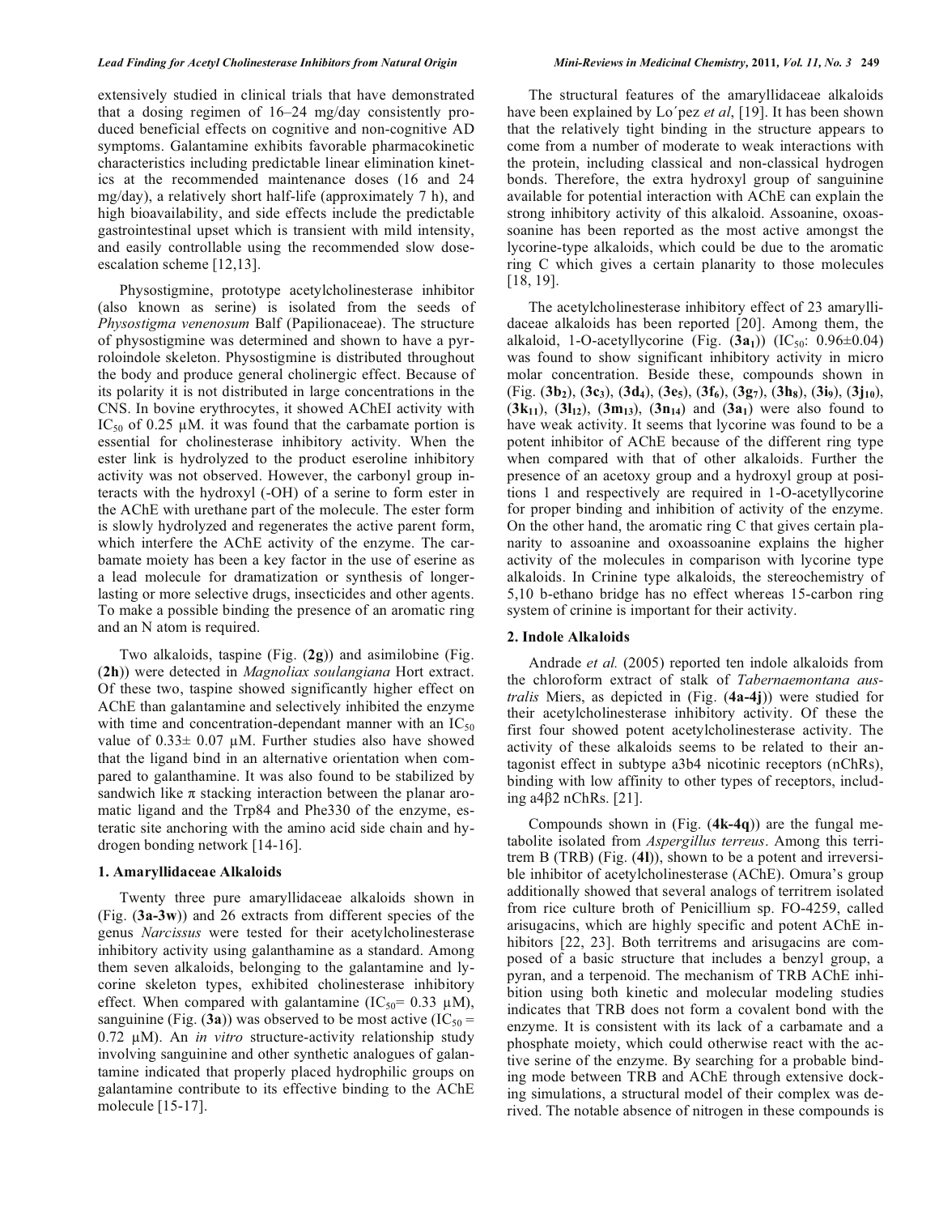extensively studied in clinical trials that have demonstrated that a dosing regimen of 16–24 mg/day consistently produced beneficial effects on cognitive and non-cognitive AD symptoms. Galantamine exhibits favorable pharmacokinetic characteristics including predictable linear elimination kinetics at the recommended maintenance doses (16 and 24 mg/day), a relatively short half-life (approximately 7 h), and high bioavailability, and side effects include the predictable gastrointestinal upset which is transient with mild intensity, and easily controllable using the recommended slow dose-escalation scheme [12,13].

Physostigmine, prototype acetylcholinesterase inhibitor (also known as serine) is isolated from the seeds of *Physostigma venenosum* Balf (Papilionaceae). The structure of physostigmine was determined and shown to have a pyrroloindole skeleton. Physostigmine is distributed throughout the body and produce general cholinergic effect. Because of its polarity it is not distributed in larger concentrations in the CNS. In bovine erythrocytes, it showed AChEI activity with $IC_{50}$ of 0.25 μM. it was found that the carbamate portion is essential for cholinesterase inhibitory activity. When the ester link is hydrolyzed to the product eseroline inhibitory activity was not observed. However, the carbonyl group interacts with the hydroxyl (-OH) of a serine to form ester in the AChE with urethane part of the molecule. The ester form is slowly hydrolyzed and regenerates the active parent form, which interfere the AChE activity of the enzyme. The carbamate moiety has been a key factor in the use of eserine as a lead molecule for dramatization or synthesis of longer-lasting or more selective drugs, insecticides and other agents. To make a possible binding the presence of an aromatic ring and an N atom is required.

Two alkaloids, taspine (Fig. (**2g**)) and asimilobine (Fig. (**2h**)) were detected in *Magnoliax soulangiana* Hort extract. Of these two, taspine showed significantly higher effect on AChE than galantamine and selectively inhibited the enzyme with time and concentration-dependant manner with an $IC_{50}$ value of 0.33± 0.07 μM. Further studies also have showed that the ligand bind in an alternative orientation when compared to galanthamine. It was also found to be stabilized by sandwich like π stacking interaction between the planar aromatic ligand and the Trp84 and Phe330 of the enzyme, esteratic site anchoring with the amino acid side chain and hydrogen bonding network [14-16].

### 1. Amaryllidaceae Alkaloids

Twenty three pure amaryllidaceae alkaloids shown in (Fig. (**3a-3w**)) and 26 extracts from different species of the genus *Narcissus* were tested for their acetylcholinesterase inhibitory activity using galanthamine as a standard. Among them seven alkaloids, belonging to the galantamine and lycorine skeleton types, exhibited cholinesterase inhibitory effect. When compared with galantamine ($IC_{50}$= 0.33 μM), sanguinine (Fig. (**3a**)) was observed to be most active ($IC_{50}$ = 0.72 μM). An *in vitro* structure-activity relationship study involving sanguinine and other synthetic analogues of galantamine indicated that properly placed hydrophilic groups on galantamine contribute to its effective binding to the AChE molecule [15-17].

The structural features of the amaryllidaceae alkaloids have been explained by Lo´pez *et al*, [19]. It has been shown that the relatively tight binding in the structure appears to come from a number of moderate to weak interactions with the protein, including classical and non-classical hydrogen bonds. Therefore, the extra hydroxyl group of sanguinine available for potential interaction with AChE can explain the strong inhibitory activity of this alkaloid. Assoanine, oxoassoanine has been reported as the most active amongst the lycorine-type alkaloids, which could be due to the aromatic ring C which gives a certain planarity to those molecules [18, 19].

The acetylcholinesterase inhibitory effect of 23 amaryllidaceae alkaloids has been reported [20]. Among them, the alkaloid, 1-O-acetyllycorine (Fig. (**$3a_1$**)) ($IC_{50}$: 0.96±0.04) was found to show significant inhibitory activity in micro molar concentration. Beside these, compounds shown in (Fig. (**$3b_2$**), (**$3c_3$**), (**$3d_4$**), (**$3e_5$**), (**$3f_6$**), (**$3g_7$**), (**$3h_8$**), (**$3i_9$**), (**$3j_{10}$**), (**$3k_{11}$**), (**$3l_{12}$**), (**$3m_{13}$**), (**$3n_{14}$**) and (**$3a_1$**) were also found to have weak activity. It seems that lycorine was found to be a potent inhibitor of AChE because of the different ring type when compared with that of other alkaloids. Further the presence of an acetoxy group and a hydroxyl group at positions 1 and respectively are required in 1-O-acetyllycorine for proper binding and inhibition of activity of the enzyme. On the other hand, the aromatic ring C that gives certain planarity to assoanine and oxoassoanine explains the higher activity of the molecules in comparison with lycorine type alkaloids. In Crinine type alkaloids, the stereochemistry of 5,10 b-ethano bridge has no effect whereas 15-carbon ring system of crinine is important for their activity.

### 2. Indole Alkaloids

Andrade *et al.* (2005) reported ten indole alkaloids from the chloroform extract of stalk of *Tabernaemontana australis* Miers, as depicted in (Fig. (**4a-4j**)) were studied for their acetylcholinesterase inhibitory activity. Of these the first four showed potent acetylcholinesterase activity. The activity of these alkaloids seems to be related to their antagonist effect in subtype a3b4 nicotinic receptors (nChRs), binding with low affinity to other types of receptors, including a4β2 nChRs. [21].

Compounds shown in (Fig. (**4k-4q**)) are the fungal metabolite isolated from *Aspergillus terreus*. Among this territrem B (TRB) (Fig. (**4l**)), shown to be a potent and irreversible inhibitor of acetylcholinesterase (AChE). Omura's group additionally showed that several analogs of territrem isolated from rice culture broth of Penicillium sp. FO-4259, called arisugacins, which are highly specific and potent AChE inhibitors [22, 23]. Both territrems and arisugacins are composed of a basic structure that includes a benzyl group, a pyran, and a terpenoid. The mechanism of TRB AChE inhibition using both kinetic and molecular modeling studies indicates that TRB does not form a covalent bond with the enzyme. It is consistent with its lack of a carbamate and a phosphate moiety, which could otherwise react with the active serine of the enzyme. By searching for a probable binding mode between TRB and AChE through extensive docking simulations, a structural model of their complex was derived. The notable absence of nitrogen in these compounds is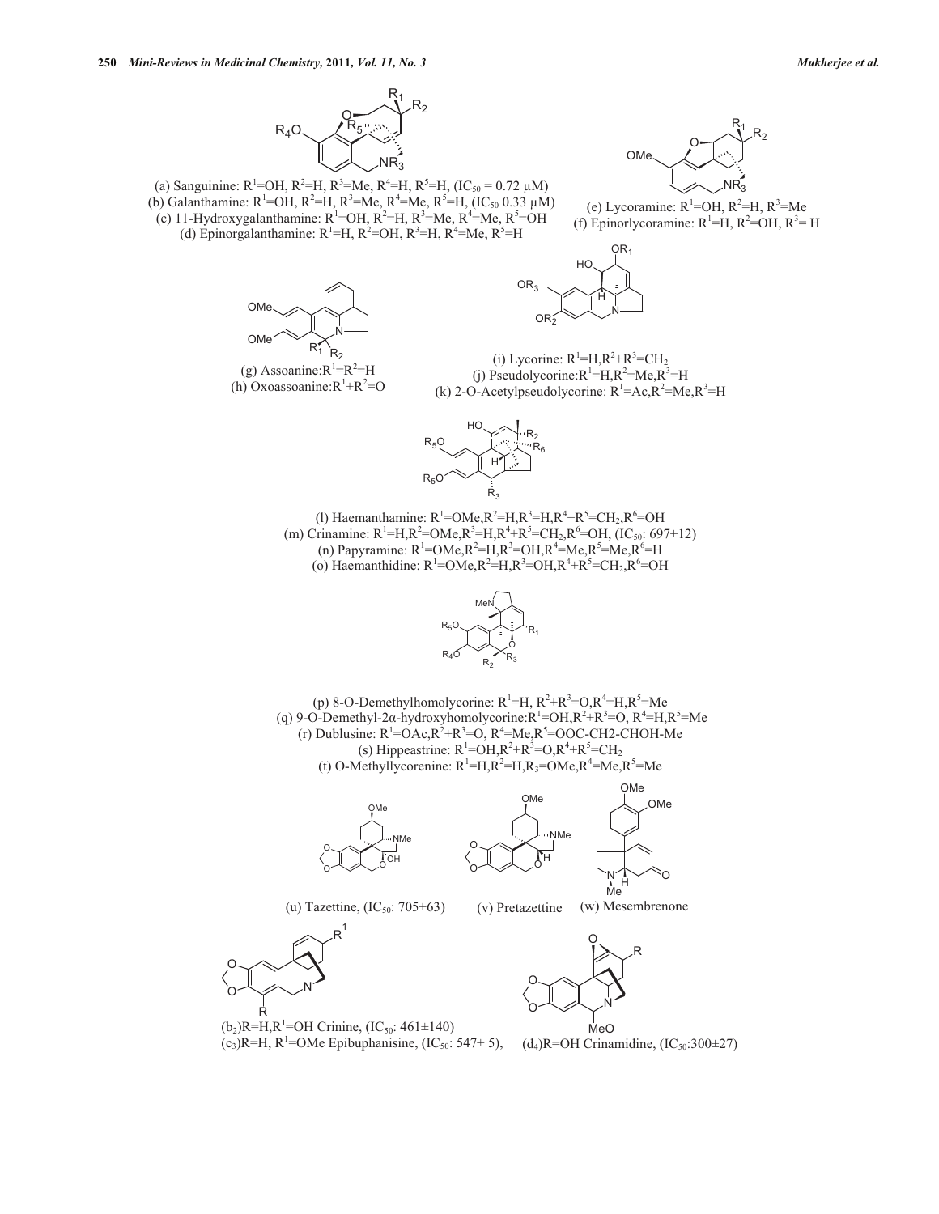(a) Sanguinine: $R^1$=OH, $R^2$=H, $R^3$=Me, $R^4$=H, $R^5$=H, ($IC_{50}$ = 0.72 μM)
(b) Galanthamine: $R^1$=OH, $R^2$=H, $R^3$=Me, $R^4$=Me, $R^5$=H, ($IC_{50}$ 0.33 μM)
(c) 11-Hydroxygalanthamine: $R^1$=OH, $R^2$=H, $R^3$=Me, $R^4$=Me, $R^5$=OH
(d) Epinorgalanthamine: $R^1$=H, $R^2$=OH, $R^3$=H, $R^4$=Me, $R^5$=H

(e) Lycoramine: $R^1$=OH, $R^2$=H, $R^3$=Me
(f) Epinorlycoramine: $R^1$=H, $R^2$=OH, $R^3$= H

(g) Assoanine: $R^1$=$R^2$=H
(h) Oxoassoanine: $R^1$+$R^2$=O

(i) Lycorine: $R^1$=H, $R^2$+$R^3$=$CH_2$
(j) Pseudolycorine: $R^1$=H, $R^2$=Me, $R^3$=H
(k) 2-O-Acetylpseudolycorine: $R^1$=Ac, $R^2$=Me, $R^3$=H

(l) Haemanthamine: $R^1$=OMe, $R^2$=H, $R^3$=H, $R^4$+$R^5$=$CH_2$, $R^6$=OH
(m) Crinamine: $R^1$=H, $R^2$=OMe, $R^3$=H, $R^4$+$R^5$=$CH_2$, $R^6$=OH, ($IC_{50}$: 697±12)
(n) Papyramine: $R^1$=OMe, $R^2$=H, $R^3$=OH, $R^4$=Me, $R^5$=Me, $R^6$=H
(o) Haemanthidine: $R^1$=OMe, $R^2$=H, $R^3$=OH, $R^4$+$R^5$=$CH_2$, $R^6$=OH

(p) 8-O-Demethylhomolycorine: $R^1$=H, $R^2$+$R^3$=O, $R^4$=H, $R^5$=Me
(q) 9-O-Demethyl-2α-hydroxyhomolycorine: $R^1$=OH, $R^2$+$R^3$=O, $R^4$=H, $R^5$=Me
(r) Dublusine: $R^1$=OAc, $R^2$+$R^3$=O, $R^4$=Me, $R^5$=OOC-CH2-CHOH-Me
(s) Hippeastrine: $R^1$=OH, $R^2$+$R^3$=O, $R^4$+$R^5$=$CH_2$
(t) O-Methyllycorenine: $R^1$=H, $R^2$=H, $R_3$=OMe, $R^4$=Me, $R^5$=Me

(u) Tazettine, ($IC_{50}$: 705±63)

(v) Pretazettine

(w) Mesembrenone

($b_2$) R=H, $R^1$=OH Crinine, ($IC_{50}$: 461±140)
($c_3$) R=H, $R^1$=OMe Epibuphanisine, ($IC_{50}$: 547± 5),

($d_4$) R=OH Crinamidine, ($IC_{50}$: 300±27)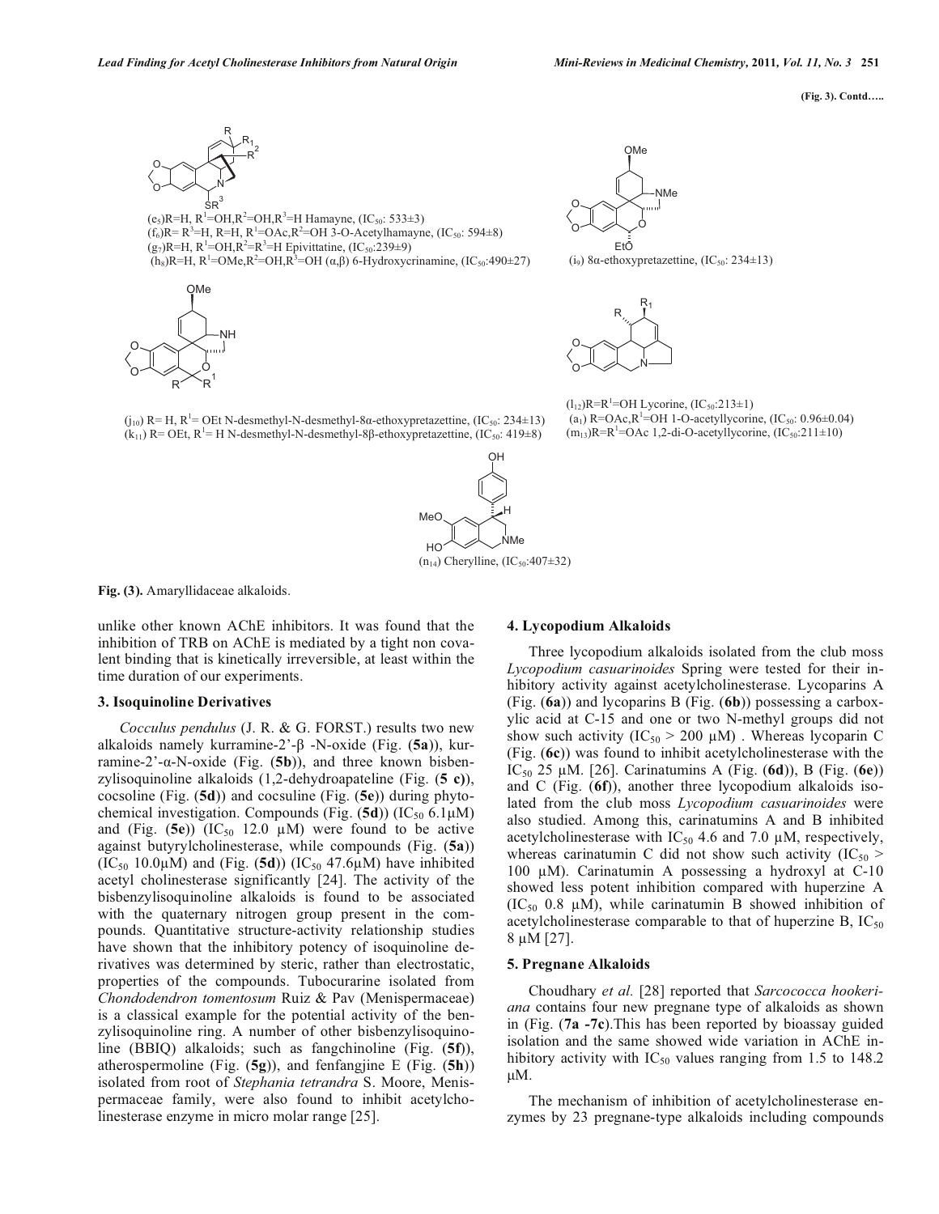(Fig. 3). Contd…..

($e_5$)R=H, $R^1$=OH,$R^2$=OH,$R^3$=H Hamayne, ($IC_{50}$: 533±3)
($f_6$)R= $R^3$=H, R=H, $R^1$=OAc,$R^2$=OH 3-O-Acetylhamayne, ($IC_{50}$: 594±8)
($g_7$)R=H, $R^1$=OH,$R^2$=$R^3$=H Epivittatine, ($IC_{50}$:239±9)
($h_8$)R=H, $R^1$=OMe,$R^2$=OH,$R^3$=OH (α,β) 6-Hydroxycrinamine, ($IC_{50}$:490±27)

($i_9$) 8α-ethoxypretazettine, ($IC_{50}$: 234±13)

($j_{10}$) R= H, $R^1$= OEt N-desmethyl-N-desmethyl-8α-ethoxypretazettine, ($IC_{50}$: 234±13)
($k_{11}$) R= OEt, $R^1$= H N-desmethyl-N-desmethyl-8β-ethoxypretazettine, ($IC_{50}$: 419±8)

($l_{12}$)R=$R^1$=OH Lycorine, ($IC_{50}$:213±1)
($a_1$) R=OAc,$R^1$=OH 1-O-acetyllycorine, ($IC_{50}$: 0.96±0.04)
($m_{13}$)R=$R^1$=OAc 1,2-di-O-acetyllycorine, ($IC_{50}$:211±10)

($n_{14}$) Cherylline, ($IC_{50}$:407±32)

**Fig. (3).** Amaryllidaceae alkaloids.

unlike other known AChE inhibitors. It was found that the inhibition of TRB on AChE is mediated by a tight non covalent binding that is kinetically irreversible, at least within the time duration of our experiments.

### 3. Isoquinoline Derivatives

*Cocculus pendulus* (J. R. & G. FORST.) results two new alkaloids namely kurramine-2'-β -N-oxide (Fig. (**5a**)), kurramine-2'-α-N-oxide (Fig. (**5b**)), and three known bisbenzylisoquinoline alkaloids (1,2-dehydroapateline (Fig. (**5 c**)), cocsoline (Fig. (**5d**)) and cocsuline (Fig. (**5e**)) during phytochemical investigation. Compounds (Fig. (**5d**)) ($IC_{50}$ 6.1μM) and (Fig. (**5e**)) ($IC_{50}$ 12.0 μM) were found to be active against butyrylcholinesterase, while compounds (Fig. (**5a**)) ($IC_{50}$ 10.0μM) and (Fig. (**5d**)) ($IC_{50}$ 47.6μM) have inhibited acetyl cholinesterase significantly [24]. The activity of the bisbenzylisoquinoline alkaloids is found to be associated with the quaternary nitrogen group present in the compounds. Quantitative structure-activity relationship studies have shown that the inhibitory potency of isoquinoline derivatives was determined by steric, rather than electrostatic, properties of the compounds. Tubocurarine isolated from *Chondodendron tomentosum* Ruiz & Pav (Menispermaceae) is a classical example for the potential activity of the benzylisoquinoline ring. A number of other bisbenzylisoquinoline (BBIQ) alkaloids; such as fangchinoline (Fig. (**5f**)), atherospermoline (Fig. (**5g**)), and fenfangjine E (Fig. (**5h**)) isolated from root of *Stephania tetrandra* S. Moore, Menispermaceae family, were also found to inhibit acetylcholinesterase enzyme in micro molar range [25].

### 4. Lycopodium Alkaloids

Three lycopodium alkaloids isolated from the club moss *Lycopodium casuarinoides* Spring were tested for their inhibitory activity against acetylcholinesterase. Lycoparins A (Fig. (**6a**)) and lycoparins B (Fig. (**6b**)) possessing a carboxylic acid at C-15 and one or two N-methyl groups did not show such activity ($IC_{50}$ > 200 μM) . Whereas lycoparin C (Fig. (**6c**)) was found to inhibit acetylcholinesterase with the $IC_{50}$ 25 μM. [26]. Carinatumins A (Fig. (**6d**)), B (Fig. (**6e**)) and C (Fig. (**6f**)), another three lycopodium alkaloids isolated from the club moss *Lycopodium casuarinoides* were also studied. Among this, carinatumins A and B inhibited acetylcholinesterase with $IC_{50}$ 4.6 and 7.0 μM, respectively, whereas carinatumin C did not show such activity ($IC_{50}$ > 100 μM). Carinatumin A possessing a hydroxyl at C-10 showed less potent inhibition compared with huperzine A ($IC_{50}$ 0.8 μM), while carinatumin B showed inhibition of acetylcholinesterase comparable to that of huperzine B, $IC_{50}$ 8 μM [27].

### 5. Pregnane Alkaloids

Choudhary *et al.* [28] reported that *Sarcococca hookeriana* contains four new pregnane type of alkaloids as shown in (Fig. (**7a -7c**).This has been reported by bioassay guided isolation and the same showed wide variation in AChE inhibitory activity with $IC_{50}$ values ranging from 1.5 to 148.2 μM.

The mechanism of inhibition of acetylcholinesterase enzymes by 23 pregnane-type alkaloids including compounds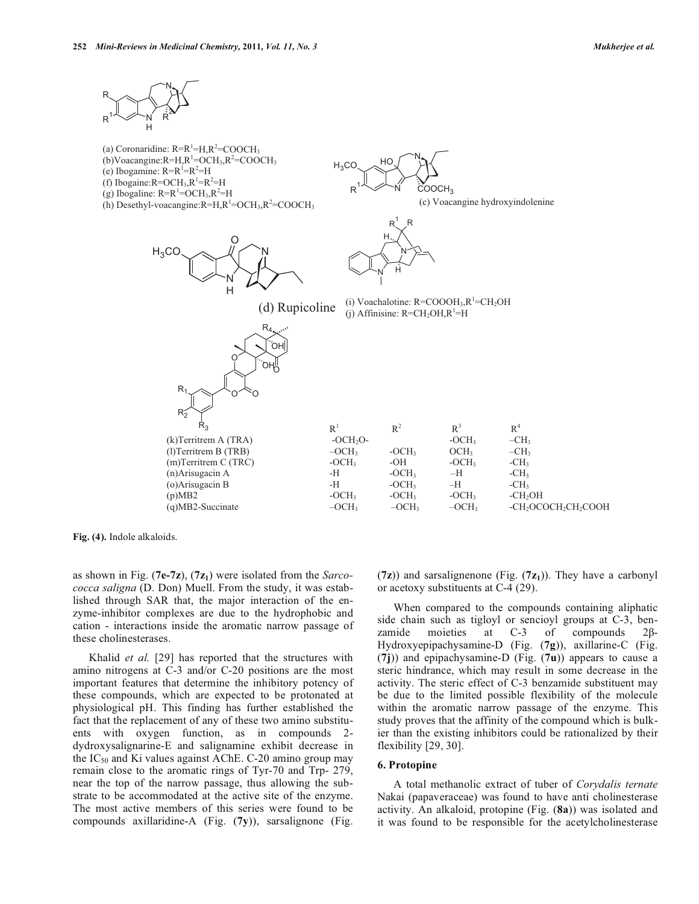(a) Coronaridine: $R=R^1=H, R^2=COOCH_3$
(b) Voacangine: $R=H, R^1=OCH_3, R^2=COOCH_3$
(e) Ibogamine: $R=R^1=R^2=H$
(f) Ibogaine: $R=OCH_3, R^1=R^2=H$
(g) Ibogaline: $R=R^1=OCH_3, R^2=H$
(h) Desethyl-voacangine: $R=H, R^1=OCH_3, R^2=COOCH_3$

(c) Voacangine hydroxyindolenine

(d) Rupicoline

(i) Voachalotine: $R=COOOH_3, R^1=CH_2OH$
(j) Affinisine: $R=CH_2OH, R^1=H$

| | $R^1$ | $R^2$ | $R^3$ | $R^4$ |
|---|---|---|---|---|
| (k) Territrem A (TRA) | $-OCH_2O-$ | | $-OCH_3$ | $-CH_3$ |
| (l) Territrem B (TRB) | $-OCH_3$ | $-OCH_3$ | $OCH_3$ | $-CH_3$ |
| (m) Territrem C (TRC) | $-OCH_3$ | $-OH$ | $-OCH_3$ | $-CH_3$ |
| (n) Arisugacin A | $-H$ | $-OCH_3$ | $-H$ | $-CH_3$ |
| (o) Arisugacin B | $-H$ | $-OCH_3$ | $-H$ | $-CH_3$ |
| (p) MB2 | $-OCH_3$ | $-OCH_3$ | $-OCH_3$ | $-CH_2OH$ |
| (q) MB2-Succinate | $-OCH_3$ | $-OCH_3$ | $-OCH_3$ | $-CH_2OCOCH_2CH_2COOH$ |

**Fig. (4).** Indole alkaloids.

as shown in Fig. (**7e-7z**), (**7z₁**) were isolated from the *Sarcococca saligna* (D. Don) Muell. From the study, it was established through SAR that, the major interaction of the enzyme-inhibitor complexes are due to the hydrophobic and cation - interactions inside the aromatic narrow passage of these cholinesterases.

Khalid *et al.* [29] has reported that the structures with amino nitrogens at C-3 and/or C-20 positions are the most important features that determine the inhibitory potency of these compounds, which are expected to be protonated at physiological pH. This finding has further established the fact that the replacement of any of these two amino substituents with oxygen function, as in compounds 2-dydroxysalignarine-E and salignamine exhibit decrease in the $IC_{50}$ and Ki values against AChE. C-20 amino group may remain close to the aromatic rings of Tyr-70 and Trp- 279, near the top of the narrow passage, thus allowing the substrate to be accommodated at the active site of the enzyme. The most active members of this series were found to be compounds axillaridine-A (Fig. (**7y**)), sarsalignone (Fig. (**7z**)) and sarsalignenone (Fig. (**7z₁**)). They have a carbonyl or acetoxy substituents at C-4 (29).

When compared to the compounds containing aliphatic side chain such as tigloyl or sencioyl groups at C-3, benzamide moieties at C-3 of compounds 2β-Hydroxyepipachysamine-D (Fig. (**7g**)), axillarine-C (Fig. (**7j**)) and epipachysamine-D (Fig. (**7u**)) appears to cause a steric hindrance, which may result in some decrease in the activity. The steric effect of C-3 benzamide substituent may be due to the limited possible flexibility of the molecule within the aromatic narrow passage of the enzyme. This study proves that the affinity of the compound which is bulkier than the existing inhibitors could be rationalized by their flexibility [29, 30].

## 6. Protopine

A total methanolic extract of tuber of *Corydalis ternate* Nakai (papaveraceae) was found to have anti cholinesterase activity. An alkaloid, protopine (Fig. (**8a**)) was isolated and it was found to be responsible for the acetylcholinesterase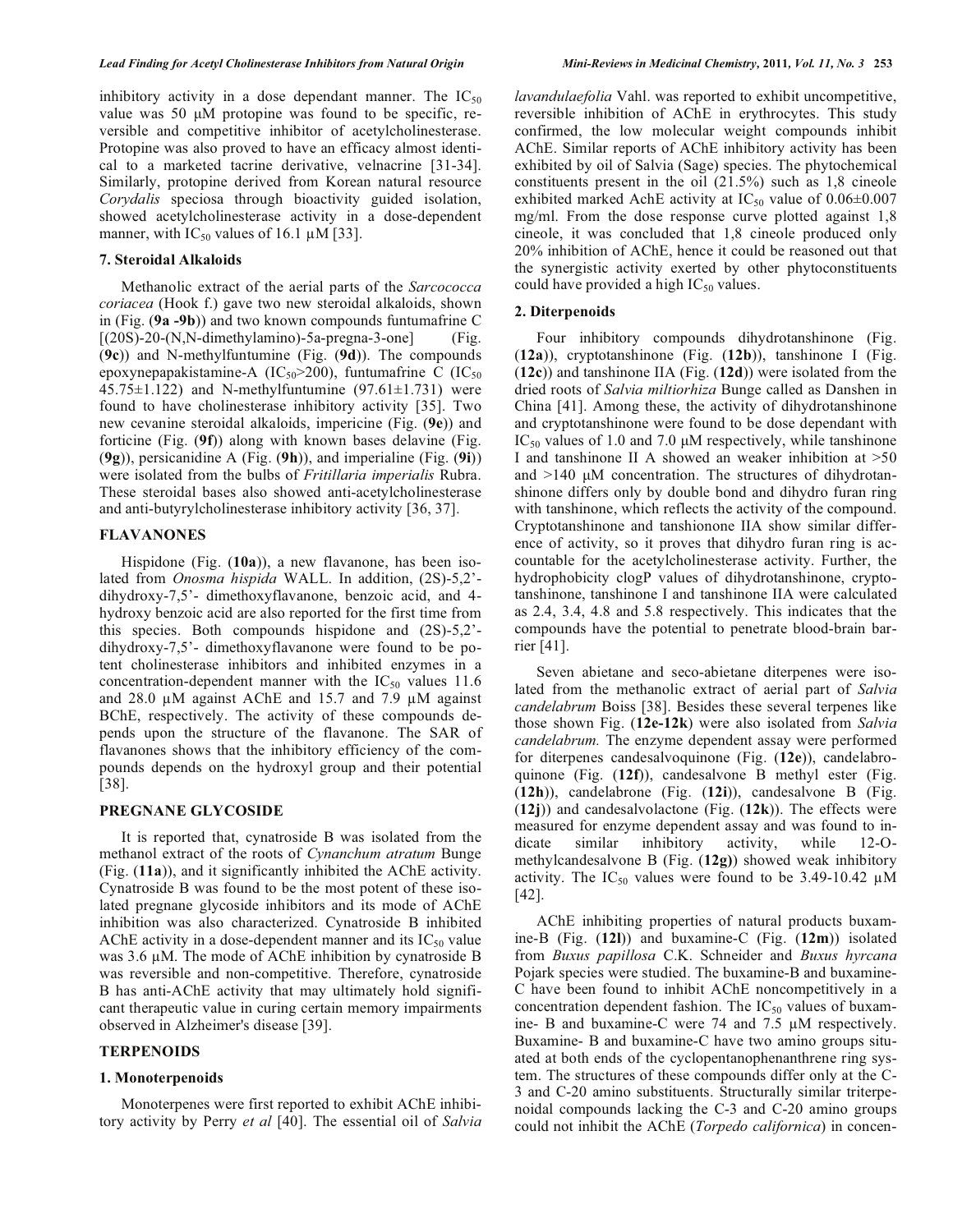inhibitory activity in a dose dependant manner. The $IC_{50}$ value was 50 μM protopine was found to be specific, reversible and competitive inhibitor of acetylcholinesterase. Protopine was also proved to have an efficacy almost identical to a marketed tacrine derivative, velnacrine [31-34]. Similarly, protopine derived from Korean natural resource *Corydalis* speciosa through bioactivity guided isolation, showed acetylcholinesterase activity in a dose-dependent manner, with $IC_{50}$ values of 16.1 μM [33].

### 7. Steroidal Alkaloids

Methanolic extract of the aerial parts of the *Sarcococca coriacea* (Hook f.) gave two new steroidal alkaloids, shown in (Fig. (**9a -9b**)) and two known compounds funtumafrine C [(20S)-20-(N,N-dimethylamino)-5a-pregna-3-one] (Fig. (**9c**)) and N-methylfuntumine (Fig. (**9d**)). The compounds epoxynepapakistamine-A ($IC_{50}$>200), funtumafrine C ($IC_{50}$ 45.75±1.122) and N-methylfuntumine (97.61±1.731) were found to have cholinesterase inhibitory activity [35]. Two new cevanine steroidal alkaloids, impericine (Fig. (**9e**)) and forticine (Fig. (**9f**)) along with known bases delavine (Fig. (**9g**)), persicanidine A (Fig. (**9h**)), and imperialine (Fig. (**9i**)) were isolated from the bulbs of *Fritillaria imperialis* Rubra. These steroidal bases also showed anti-acetylcholinesterase and anti-butyrylcholinesterase inhibitory activity [36, 37].

## FLAVANONES

Hispidone (Fig. (**10a**)), a new flavanone, has been isolated from *Onosma hispida* WALL. In addition, (2S)-5,2'-dihydroxy-7,5'- dimethoxyflavanone, benzoic acid, and 4-hydroxy benzoic acid are also reported for the first time from this species. Both compounds hispidone and (2S)-5,2'-dihydroxy-7,5'- dimethoxyflavanone were found to be potent cholinesterase inhibitors and inhibited enzymes in a concentration-dependent manner with the $IC_{50}$ values 11.6 and 28.0 μM against AChE and 15.7 and 7.9 μM against BChE, respectively. The activity of these compounds depends upon the structure of the flavanone. The SAR of flavanones shows that the inhibitory efficiency of the compounds depends on the hydroxyl group and their potential [38].

## PREGNANE GLYCOSIDE

It is reported that, cynatroside B was isolated from the methanol extract of the roots of *Cynanchum atratum* Bunge (Fig. (**11a**)), and it significantly inhibited the AChE activity. Cynatroside B was found to be the most potent of these isolated pregnane glycoside inhibitors and its mode of AChE inhibition was also characterized. Cynatroside B inhibited AChE activity in a dose-dependent manner and its $IC_{50}$ value was 3.6 μM. The mode of AChE inhibition by cynatroside B was reversible and non-competitive. Therefore, cynatroside B has anti-AChE activity that may ultimately hold significant therapeutic value in curing certain memory impairments observed in Alzheimer's disease [39].

## TERPENOIDS

### 1. Monoterpenoids

Monoterpenes were first reported to exhibit AChE inhibitory activity by Perry *et al* [40]. The essential oil of *Salvia lavandulaefolia* Vahl. was reported to exhibit uncompetitive, reversible inhibition of AChE in erythrocytes. This study confirmed, the low molecular weight compounds inhibit AChE. Similar reports of AChE inhibitory activity has been exhibited by oil of Salvia (Sage) species. The phytochemical constituents present in the oil (21.5%) such as 1,8 cineole exhibited marked AchE activity at $IC_{50}$ value of 0.06±0.007 mg/ml. From the dose response curve plotted against 1,8 cineole, it was concluded that 1,8 cineole produced only 20% inhibition of AChE, hence it could be reasoned out that the synergistic activity exerted by other phytoconstituents could have provided a high $IC_{50}$ values.

### 2. Diterpenoids

Four inhibitory compounds dihydrotanshinone (Fig. (**12a**)), cryptotanshinone (Fig. (**12b**)), tanshinone I (Fig. (**12c**)) and tanshinone IIA (Fig. (**12d**)) were isolated from the dried roots of *Salvia miltiorhiza* Bunge called as Danshen in China [41]. Among these, the activity of dihydrotanshinone and cryptotanshinone were found to be dose dependant with $IC_{50}$ values of 1.0 and 7.0 μM respectively, while tanshinone I and tanshinone II A showed an weaker inhibition at >50 and >140 μM concentration. The structures of dihydrotanshinone differs only by double bond and dihydro furan ring with tanshinone, which reflects the activity of the compound. Cryptotanshinone and tanshionone IIA show similar difference of activity, so it proves that dihydro furan ring is accountable for the acetylcholinesterase activity. Further, the hydrophobicity clogP values of dihydrotanshinone, cryptotanshinone, tanshinone I and tanshinone IIA were calculated as 2.4, 3.4, 4.8 and 5.8 respectively. This indicates that the compounds have the potential to penetrate blood-brain barrier [41].

Seven abietane and seco-abietane diterpenes were isolated from the methanolic extract of aerial part of *Salvia candelabrum* Boiss [38]. Besides these several terpenes like those shown Fig. (**12e-12k**) were also isolated from *Salvia candelabrum.* The enzyme dependent assay were performed for diterpenes candesalvoquinone (Fig. (**12e**)), candelabroquinone (Fig. (**12f**)), candesalvone B methyl ester (Fig. (**12h**)), candelabrone (Fig. (**12i**)), candesalvone B (Fig. (**12j**)) and candesalvolactone (Fig. (**12k**)). The effects were measured for enzyme dependent assay and was found to indicate similar inhibitory activity, while 12-O-methylcandesalvone B (Fig. (**12g**)) showed weak inhibitory activity. The $IC_{50}$ values were found to be 3.49-10.42 μM [42].

AChE inhibiting properties of natural products buxamine-B (Fig. (**12l**)) and buxamine-C (Fig. (**12m**)) isolated from *Buxus papillosa* C.K. Schneider and *Buxus hyrcana* Pojark species were studied. The buxamine-B and buxamine-C have been found to inhibit AChE noncompetitively in a concentration dependent fashion. The $IC_{50}$ values of buxamine- B and buxamine-C were 74 and 7.5 μM respectively. Buxamine- B and buxamine-C have two amino groups situated at both ends of the cyclopentanophenanthrene ring system. The structures of these compounds differ only at the C-3 and C-20 amino substituents. Structurally similar triterpenoidal compounds lacking the C-3 and C-20 amino groups could not inhibit the AChE (*Torpedo californica*) in concen-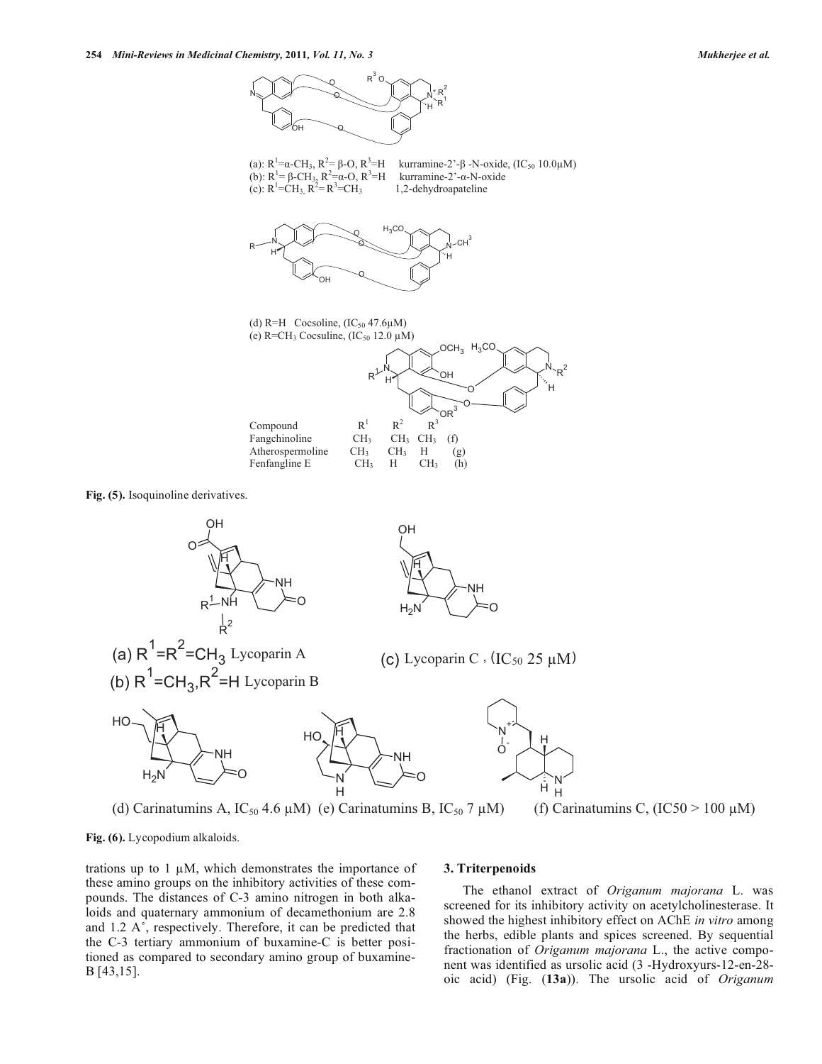(a): $R^1$=α-$CH_3$, $R^2$= β-O, $R^3$=H kurramine-2'-β -N-oxide, ($IC_{50}$ 10.0μM)
(b): $R^1$= β-$CH_3$, $R^2$=α-O, $R^3$=H kurramine-2'-α-N-oxide
(c): $R^1$=$CH_3$, $R^2$= $R^3$=$CH_3$ 1,2-dehydroapateline

(d) R=H Cocsoline, ($IC_{50}$ 47.6μM)
(e) R=$CH_3$ Cocsuline, ($IC_{50}$ 12.0 μM)

| Compound | $R^1$ | $R^2$ | $R^3$ | |
|---|---|---|---|---|
| Fangchinoline | $CH_3$ | $CH_3$ | $CH_3$ | (f) |
| Atherospermoline | $CH_3$ | $CH_3$ | H | (g) |
| Fenfangline E | $CH_3$ | H | $CH_3$ | (h) |

**Fig. (5).** Isoquinoline derivatives.

(a) $R^1$=$R^2$=$CH_3$ Lycoparin A
(b) $R^1$=$CH_3$,$R^2$=H Lycoparin B
(c) Lycoparin C , ($IC_{50}$ 25 μM)

(d) Carinatumins A, $IC_{50}$ 4.6 μM) (e) Carinatumins B, $IC_{50}$ 7 μM) (f) Carinatumins C, (IC50 > 100 μM)

**Fig. (6).** Lycopodium alkaloids.

trations up to 1 μM, which demonstrates the importance of these amino groups on the inhibitory activities of these compounds. The distances of C-3 amino nitrogen in both alkaloids and quaternary ammonium of decamethonium are 2.8 and 1.2 A˚, respectively. Therefore, it can be predicted that the C-3 tertiary ammonium of buxamine-C is better positioned as compared to secondary amino group of buxamine-B [43,15].

### 3. Triterpenoids

The ethanol extract of *Origanum majorana* L. was screened for its inhibitory activity on acetylcholinesterase. It showed the highest inhibitory effect on AChE *in vitro* among the herbs, edible plants and spices screened. By sequential fractionation of *Origanum majorana* L., the active component was identified as ursolic acid (3 -Hydroxyurs-12-en-28-oic acid) (Fig. (**13a**)). The ursolic acid of *Origanum*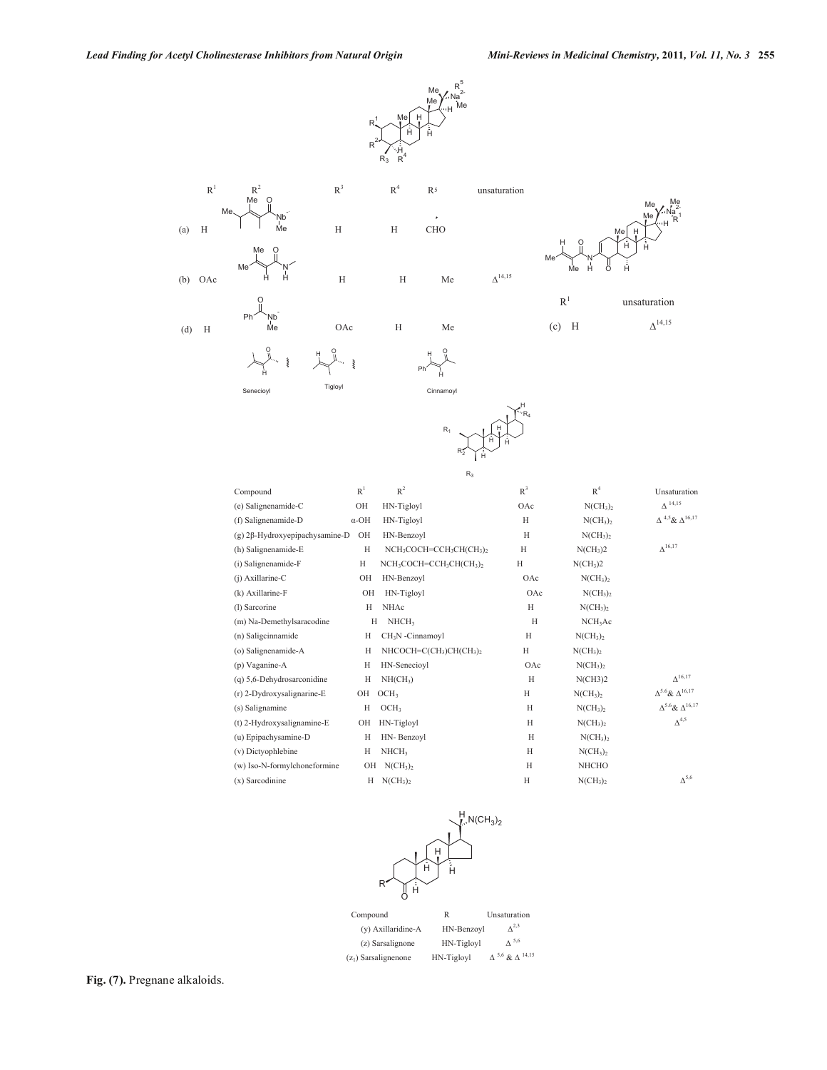| $R^1$ | $R^2$ | $R^3$ | $R^4$ | $R^5$ | unsaturation |
|---|---|---|---|---|---|
| (a) H | | H | H | CHO | |
| (b) OAc | | H | H | Me | $\Delta^{14,15}$ |
| (d) H | | OAc | H | Me | |

| $R^1$ | unsaturation |
|---|---|
| (c) H | $\Delta^{14,15}$ |

Senecioyl Tigloyl Cinnamoyl

| Compound | $R^1$ | $R^2$ | $R^3$ | $R^4$ | Unsaturation |
|---|---|---|---|---|---|
| (e) Salignenamide-C | OH | HN-Tigloyl | OAc | $N(CH_3)_2$ | $\Delta^{14,15}$ |
| (f) Salignenamide-D | α-OH | HN-Tigloyl | H | $N(CH_3)_2$ | $\Delta^{4,5}$ & $\Delta^{16,17}$ |
| (g) 2β-Hydroxyepipachysamine-D | OH | HN-Benzoyl | H | $N(CH_3)_2$ | |
| (h) Salignenamide-E | H | $NCH_3COCH{=}CCH_3CH(CH_3)_2$ | H | $N(CH_3)2$ | $\Delta^{16,17}$ |
| (i) Salignenamide-F | H | $NCH_3COCH{=}CCH_3CH(CH_3)_2$ | H | $N(CH_3)2$ | |
| (j) Axillarine-C | OH | HN-Benzoyl | OAc | $N(CH_3)_2$ | |
| (k) Axillarine-F | OH | HN-Tigloyl | OAc | $N(CH_3)_2$ | |
| (l) Sarcorine | H | NHAc | H | $N(CH_3)_2$ | |
| (m) Na-Demethylsaracodine | H | $NHCH_3$ | H | $NCH_3Ac$ | |
| (n) Saligcinnamide | H | $CH_3N$ -Cinnamoyl | H | $N(CH_3)_2$ | |
| (o) Salignenamide-A | H | $NHCOCH{=}C(CH_3)CH(CH_3)_2$ | H | $N(CH_3)_2$ | |
| (p) Vaganine-A | H | HN-Senecioyl | OAc | $N(CH_3)_2$ | |
| (q) 5,6-Dehydrosarconidine | H | $NH(CH_3)$ | H | $N(CH3)2$ | $\Delta^{16,17}$ |
| (r) 2-Dydroxysalignarine-E | OH | $OCH_3$ | H | $N(CH_3)_2$ | $\Delta^{5,6}$ & $\Delta^{16,17}$ |
| (s) Salignamine | H | $OCH_3$ | H | $N(CH_3)_2$ | $\Delta^{5,6}$ & $\Delta^{16,17}$ |
| (t) 2-Hydroxysalignamine-E | OH | HN-Tigloyl | H | $N(CH_3)_2$ | $\Delta^{4,5}$ |
| (u) Epipachysamine-D | H | HN- Benzoyl | H | $N(CH_3)_2$ | |
| (v) Dictyophlebine | H | $NHCH_3$ | H | $N(CH_3)_2$ | |
| (w) Iso-N-formylchoneformine | OH | $N(CH_3)_2$ | H | NHCHO | |
| (x) Sarcodinine | H | $N(CH_3)_2$ | H | $N(CH_3)_2$ | $\Delta^{5,6}$ |

| Compound | R | Unsaturation |
|---|---|---|
| (y) Axillaridine-A | HN-Benzoyl | $\Delta^{2,3}$ |
| (z) Sarsalignone | HN-Tigloyl | $\Delta^{5,6}$ |
| ($z_1$) Sarsalignenone | HN-Tigloyl | $\Delta^{5,6}$ & $\Delta^{14,15}$ |

**Fig. (7).** Pregnane alkaloids.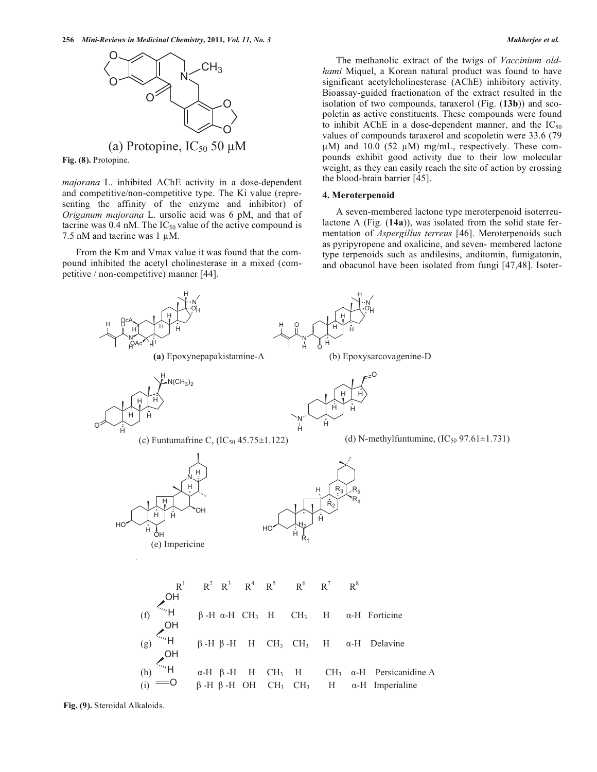(a) Protopine, $IC_{50}$ 50 μM

**Fig. (8).** Protopine.

*majorana* L. inhibited AChE activity in a dose-dependent and competitive/non-competitive type. The Ki value (representing the affinity of the enzyme and inhibitor) of *Origanum majorana* L. ursolic acid was 6 pM, and that of tacrine was 0.4 nM. The $IC_{50}$ value of the active compound is 7.5 nM and tacrine was 1 μM.

From the Km and Vmax value it was found that the compound inhibited the acetyl cholinesterase in a mixed (competitive / non-competitive) manner [44].

The methanolic extract of the twigs of *Vaccinium oldhami* Miquel, a Korean natural product was found to have significant acetylcholinesterase (AChE) inhibitory activity. Bioassay-guided fractionation of the extract resulted in the isolation of two compounds, taraxerol (Fig. (**13b**)) and scopoletin as active constituents. These compounds were found to inhibit AChE in a dose-dependent manner, and the $IC_{50}$ values of compounds taraxerol and scopoletin were 33.6 (79 μM) and 10.0 (52 μM) mg/mL, respectively. These compounds exhibit good activity due to their low molecular weight, as they can easily reach the site of action by crossing the blood-brain barrier [45].

### 4. Meroterpenoid

A seven-membered lactone type meroterpenoid isoterreulactone A (Fig. (**14a**)), was isolated from the solid state fermentation of *Aspergillus terreus* [46]. Meroterpenoids such as pyripyropene and oxalicine, and seven- membered lactone type terpenoids such as andilesins, anditomin, fumigatonin, and obacunol have been isolated from fungi [47,48]. Isoter-

**(a)** Epoxynepapakistamine-A

(b) Epoxysarcovagenine-D

(c) Funtumafrine C, ($IC_{50}$ 45.75±1.122)

(d) N-methylfuntumine, ($IC_{50}$ 97.61±1.731)

(e) Impericine

| | $R^1$ | $R^2$ | $R^3$ | $R^4$ | $R^5$ | $R^6$ | $R^7$ | $R^8$ | |
|---|---|---|---|---|---|---|---|---|---|
| (f) | OH / H | β -H | α-H | $CH_3$ | H | $CH_3$ | H | α-H | Forticine |
| (g) | OH / H | β -H | β -H | H | $CH_3$ | $CH_3$ | H | α-H | Delavine |
| (h) | OH / H | α-H | β -H | H | $CH_3$ | H | $CH_3$ | α-H | Persicanidine A |
| (i) | =O | β -H | β -H | OH | $CH_3$ | $CH_3$ | H | α-H | Imperialine |

**Fig. (9).** Steroidal Alkaloids.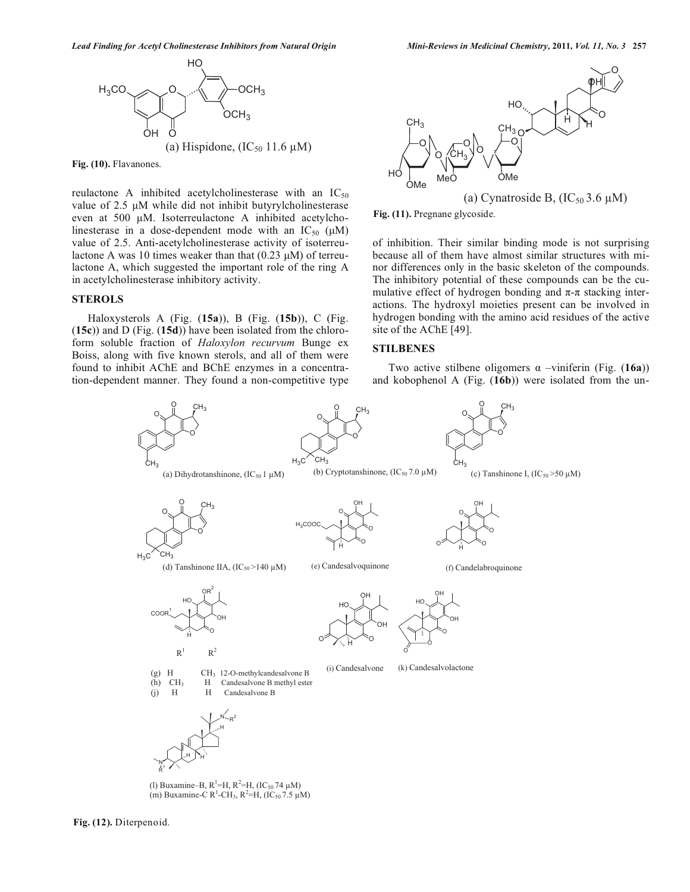(a) Hispidone, ($IC_{50}$ 11.6 μM)

**Fig. (10).** Flavanones.

reulactone A inhibited acetylcholinesterase with an $IC_{50}$ value of 2.5 μM while did not inhibit butyrylcholinesterase even at 500 μM. Isoterreulactone A inhibited acetylcholinesterase in a dose-dependent mode with an $IC_{50}$ (μM) value of 2.5. Anti-acetylcholinesterase activity of isoterreulactone A was 10 times weaker than that (0.23 μM) of terreulactone A, which suggested the important role of the ring A in acetylcholinesterase inhibitory activity.

## STEROLS

Haloxysterols A (Fig. (**15a**)), B (Fig. (**15b**)), C (Fig. (**15c**)) and D (Fig. (**15d**)) have been isolated from the chloroform soluble fraction of *Haloxylon recurvum* Bunge ex Boiss, along with five known sterols, and all of them were found to inhibit AChE and BChE enzymes in a concentration-dependent manner. They found a non-competitive type of inhibition. Their similar binding mode is not surprising because all of them have almost similar structures with minor differences only in the basic skeleton of the compounds. The inhibitory potential of these compounds can be the cumulative effect of hydrogen bonding and π-π stacking interactions. The hydroxyl moieties present can be involved in hydrogen bonding with the amino acid residues of the active site of the AChE [49].

(a) Cynatroside B, ($IC_{50}$ 3.6 μM)

**Fig. (11).** Pregnane glycoside.

## STILBENES

Two active stilbene oligomers α –viniferin (Fig. (**16a**)) and kobophenol A (Fig. (**16b**)) were isolated from the un-

(a) Dihydrotanshinone, ($IC_{50}$ 1 μM)

(b) Cryptotanshinone, ($IC_{50}$ 7.0 μM)

(c) Tanshinone I, ($IC_{50}$ >50 μM)

(d) Tanshinone IIA, ($IC_{50}$ >140 μM)

(e) Candesalvoquinone

(f) Candelabroquinone

| | $R^1$ | $R^2$ | |
|---|---|---|---|
| (g) | H | $CH_3$ | 12-O-methylcandesalvone B |
| (h) | $CH_3$ | H | Candesalvone B methyl ester |
| (j) | H | H | Candesalvone B |

(i) Candesalvone

(k) Candesalvolactone

(l) Buxamine–B, $R^1$=H, $R^2$=H, ($IC_{50}$ 74 μM)
(m) Buxamine-C $R^1$-$CH_3$, $R^2$=H, ($IC_{50}$ 7.5 μM)

**Fig. (12).** Diterpenoid.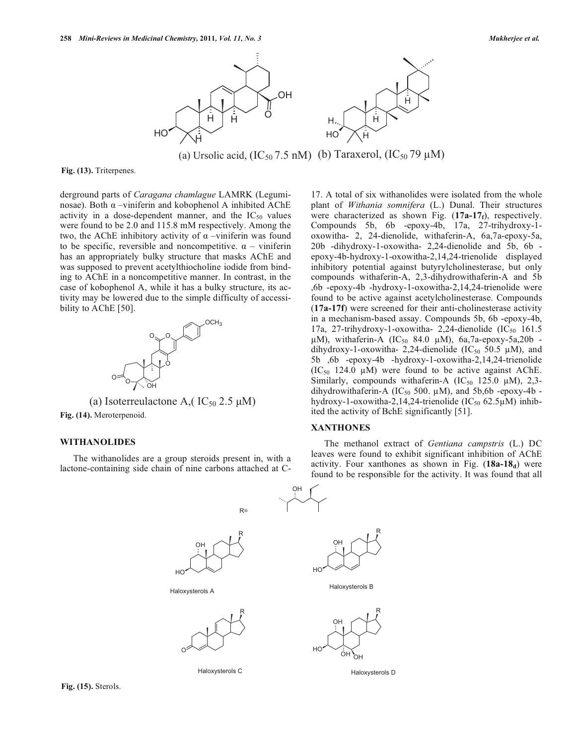(a) Ursolic acid, ($IC_{50}$ 7.5 nM) (b) Taraxerol, ($IC_{50}$ 79 μM)

**Fig. (13).** Triterpenes.

derground parts of *Caragana chamlague* LAMRK (Leguminosae). Both α –viniferin and kobophenol A inhibited AChE activity in a dose-dependent manner, and the $IC_{50}$ values were found to be 2.0 and 115.8 mM respectively. Among the two, the AChE inhibitory activity of α –viniferin was found to be specific, reversible and noncompetitive. α – viniferin has an appropriately bulky structure that masks AChE and was supposed to prevent acetylthiocholine iodide from binding to AChE in a noncompetitive manner. In contrast, in the case of kobophenol A, while it has a bulky structure, its activity may be lowered due to the simple difficulty of accessibility to AChE [50].

(a) Isoterreulactone A,( $IC_{50}$ 2.5 μM)

**Fig. (14).** Meroterpenoid.

## WITHANOLIDES

The withanolides are a group steroids present in, with a lactone-containing side chain of nine carbons attached at C-17. A total of six withanolides were isolated from the whole plant of *Withania somnifera* (L.) Dunal. Their structures were characterized as shown Fig. (**$17a$-$17_f$**), respectively. Compounds 5b, 6b -epoxy-4b, 17a, 27-trihydroxy-1-oxowitha- 2, 24-dienolide, withaferin-A, 6a,7a-epoxy-5a, 20b -dihydroxy-1-oxowitha- 2,24-dienolide and 5b, 6b -epoxy-4b-hydroxy-1-oxowitha-2,14,24-trienolide displayed inhibitory potential against butyrylcholinesterase, but only compounds withaferin-A, 2,3-dihydrowithaferin-A and 5b ,6b -epoxy-4b -hydroxy-1-oxowitha-2,14,24-trienolide were found to be active against acetylcholinesterase. Compounds (**17a-17f**) were screened for their anti-cholinesterase activity in a mechanism-based assay. Compounds 5b, 6b -epoxy-4b, 17a, 27-trihydroxy-1-oxowitha- 2,24-dienolide ($IC_{50}$ 161.5 μM), withaferin-A ($IC_{50}$ 84.0 μM), 6a,7a-epoxy-5a,20b - dihydroxy-1-oxowitha- 2,24-dienolide ($IC_{50}$ 50.5 μM), and 5b ,6b -epoxy-4b -hydroxy-1-oxowitha-2,14,24-trienolide ($IC_{50}$ 124.0 μM) were found to be active against AChE. Similarly, compounds withaferin-A ($IC_{50}$ 125.0 μM), 2,3-dihydrowithaferin-A ($IC_{50}$ 500. μM), and 5b,6b -epoxy-4b - hydroxy-1-oxowitha-2,14,24-trienolide ($IC_{50}$ 62.5μM) inhibited the activity of BchE significantly [51].

## XANTHONES

The methanol extract of *Gentiana campstris* (L.) DC leaves were found to exhibit significant inhibition of AChE activity. Four xanthones as shown in Fig. (**$18a$-$18_d$**) were found to be responsible for the activity. It was found that all

Haloxysterols A

Haloxysterols B

Haloxysterols C

Haloxysterols D

**Fig. (15).** Sterols.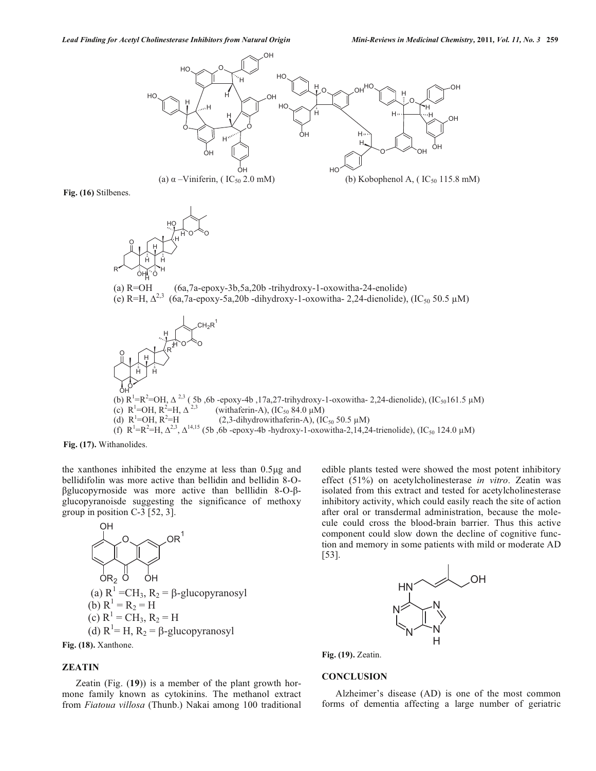(a) α –Viniferin, ( $IC_{50}$ 2.0 mM)

(b) Kobophenol A, ( $IC_{50}$ 115.8 mM)

**Fig. (16)** Stilbenes.

(a) R=OH (6a,7a-epoxy-3b,5a,20b -trihydroxy-1-oxowitha-24-enolide)

(e) R=H, $\Delta^{2,3}$ (6a,7a-epoxy-5a,20b -dihydroxy-1-oxowitha- 2,24-dienolide), ($IC_{50}$ 50.5 µM)

(b) $R^1=R^2$=OH, $\Delta^{2,3}$ ( 5b ,6b -epoxy-4b ,17a,27-trihydroxy-1-oxowitha- 2,24-dienolide), ($IC_{50}$161.5 µM)

(c) $R^1$=OH, $R^2$=H, $\Delta^{2,3}$ (withaferin-A), ($IC_{50}$ 84.0 µM)

(d) $R^1$=OH, $R^2$=H (2,3-dihydrowithaferin-A), ($IC_{50}$ 50.5 µM)

(f) $R^1=R^2$=H, $\Delta^{2,3}$, $\Delta^{14,15}$ (5b ,6b -epoxy-4b -hydroxy-1-oxowitha-2,14,24-trienolide), ($IC_{50}$ 124.0 µM)

**Fig. (17).** Withanolides.

the xanthones inhibited the enzyme at less than 0.5µg and bellidifolin was more active than bellidin and bellidin 8-O-βglucopyrnoside was more active than belllidin 8-O-β-glucopyranoisde suggesting the significance of methoxy group in position C-3 [52, 3].

(a) $R^1$ =$CH_3$, $R_2$ = β-glucopyranosyl

(b) $R^1$ = $R_2$ = H

(c) $R^1$ = $CH_3$, $R_2$ = H

(d) $R^1$= H, $R_2$ = β-glucopyranosyl

**Fig. (18).** Xanthone.

## ZEATIN

Zeatin (Fig. (**19**)) is a member of the plant growth hormone family known as cytokinins. The methanol extract from *Fiatoua villosa* (Thunb.) Nakai among 100 traditional edible plants tested were showed the most potent inhibitory effect (51%) on acetylcholinesterase *in vitro*. Zeatin was isolated from this extract and tested for acetylcholinesterase inhibitory activity, which could easily reach the site of action after oral or transdermal administration, because the molecule could cross the blood-brain barrier. Thus this active component could slow down the decline of cognitive function and memory in some patients with mild or moderate AD [53].

**Fig. (19).** Zeatin.

## CONCLUSION

Alzheimer's disease (AD) is one of the most common forms of dementia affecting a large number of geriatric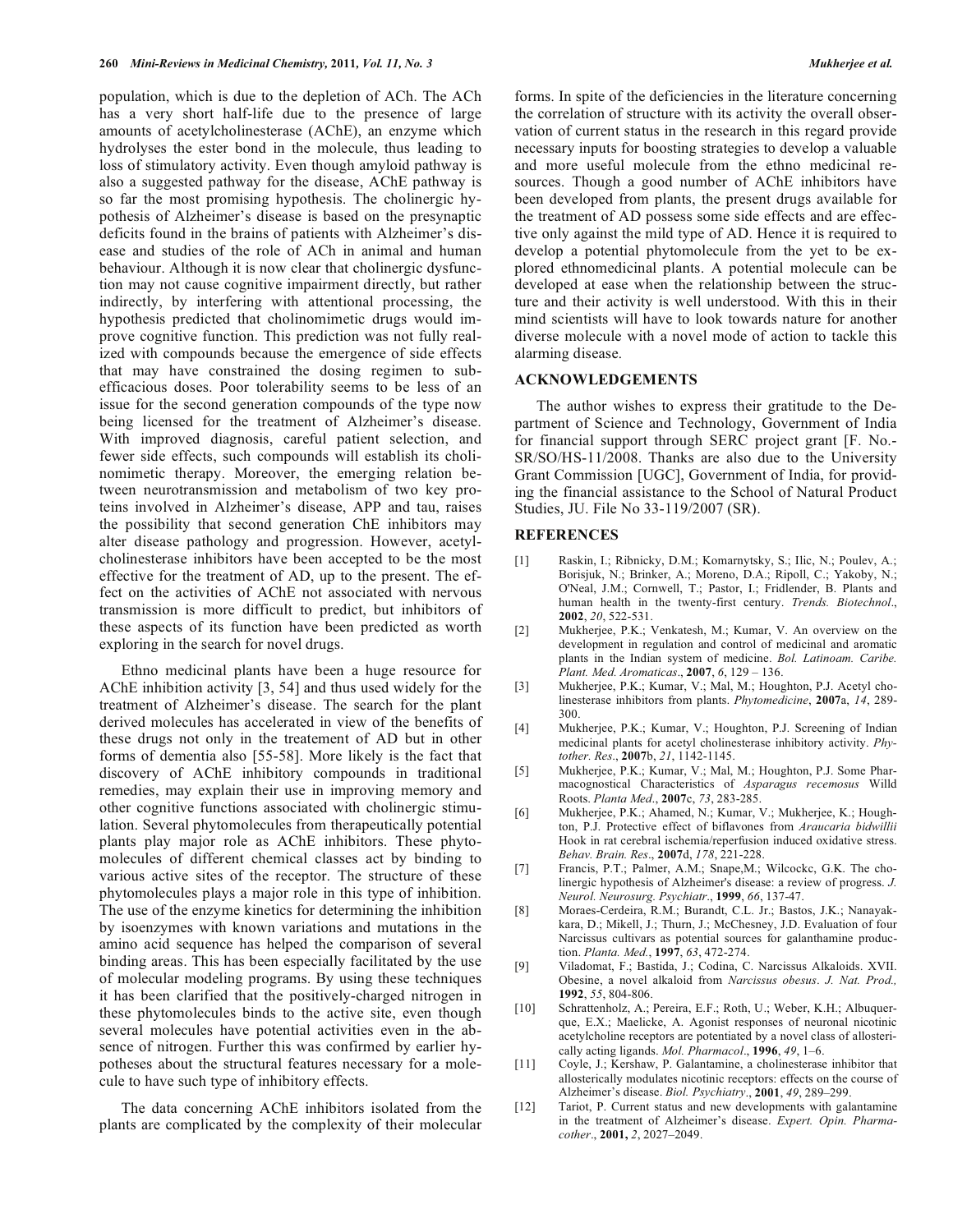population, which is due to the depletion of ACh. The ACh has a very short half-life due to the presence of large amounts of acetylcholinesterase (AChE), an enzyme which hydrolyses the ester bond in the molecule, thus leading to loss of stimulatory activity. Even though amyloid pathway is also a suggested pathway for the disease, AChE pathway is so far the most promising hypothesis. The cholinergic hypothesis of Alzheimer's disease is based on the presynaptic deficits found in the brains of patients with Alzheimer's disease and studies of the role of ACh in animal and human behaviour. Although it is now clear that cholinergic dysfunction may not cause cognitive impairment directly, but rather indirectly, by interfering with attentional processing, the hypothesis predicted that cholinomimetic drugs would improve cognitive function. This prediction was not fully realized with compounds because the emergence of side effects that may have constrained the dosing regimen to subefficacious doses. Poor tolerability seems to be less of an issue for the second generation compounds of the type now being licensed for the treatment of Alzheimer's disease. With improved diagnosis, careful patient selection, and fewer side effects, such compounds will establish its cholinomimetic therapy. Moreover, the emerging relation between neurotransmission and metabolism of two key proteins involved in Alzheimer's disease, APP and tau, raises the possibility that second generation ChE inhibitors may alter disease pathology and progression. However, acetylcholinesterase inhibitors have been accepted to be the most effective for the treatment of AD, up to the present. The effect on the activities of AChE not associated with nervous transmission is more difficult to predict, but inhibitors of these aspects of its function have been predicted as worth exploring in the search for novel drugs.

Ethno medicinal plants have been a huge resource for AChE inhibition activity [3, 54] and thus used widely for the treatment of Alzheimer's disease. The search for the plant derived molecules has accelerated in view of the benefits of these drugs not only in the treatement of AD but in other forms of dementia also [55-58]. More likely is the fact that discovery of AChE inhibitory compounds in traditional remedies, may explain their use in improving memory and other cognitive functions associated with cholinergic stimulation. Several phytomolecules from therapeutically potential plants play major role as AChE inhibitors. These phytomolecules of different chemical classes act by binding to various active sites of the receptor. The structure of these phytomolecules plays a major role in this type of inhibition. The use of the enzyme kinetics for determining the inhibition by isoenzymes with known variations and mutations in the amino acid sequence has helped the comparison of several binding areas. This has been especially facilitated by the use of molecular modeling programs. By using these techniques it has been clarified that the positively-charged nitrogen in these phytomolecules binds to the active site, even though several molecules have potential activities even in the absence of nitrogen. Further this was confirmed by earlier hypotheses about the structural features necessary for a molecule to have such type of inhibitory effects.

The data concerning AChE inhibitors isolated from the plants are complicated by the complexity of their molecular forms. In spite of the deficiencies in the literature concerning the correlation of structure with its activity the overall observation of current status in the research in this regard provide necessary inputs for boosting strategies to develop a valuable and more useful molecule from the ethno medicinal resources. Though a good number of AChE inhibitors have been developed from plants, the present drugs available for the treatment of AD possess some side effects and are effective only against the mild type of AD. Hence it is required to develop a potential phytomolecule from the yet to be explored ethnomedicinal plants. A potential molecule can be developed at ease when the relationship between the structure and their activity is well understood. With this in their mind scientists will have to look towards nature for another diverse molecule with a novel mode of action to tackle this alarming disease.

## ACKNOWLEDGEMENTS

The author wishes to express their gratitude to the Department of Science and Technology, Government of India for financial support through SERC project grant [F. No.-SR/SO/HS-11/2008. Thanks are also due to the University Grant Commission [UGC], Government of India, for providing the financial assistance to the School of Natural Product Studies, JU. File No 33-119/2007 (SR).

## REFERENCES

[1] Raskin, I.; Ribnicky, D.M.; Komarnytsky, S.; Ilic, N.; Poulev, A.; Borisjuk, N.; Brinker, A.; Moreno, D.A.; Ripoll, C.; Yakoby, N.; O'Neal, J.M.; Cornwell, T.; Pastor, I.; Fridlender, B. Plants and human health in the twenty-first century. *Trends. Biotechnol*., **2002**, *20*, 522-531.

[2] Mukherjee, P.K.; Venkatesh, M.; Kumar, V. An overview on the development in regulation and control of medicinal and aromatic plants in the Indian system of medicine. *Bol. Latinoam. Caribe. Plant. Med. Aromaticas*., **2007**, *6*, 129 – 136.

[3] Mukherjee, P.K.; Kumar, V.; Mal, M.; Houghton, P.J. Acetyl cholinesterase inhibitors from plants. *Phytomedicine*, **2007**a, *14*, 289-300.

[4] Mukherjee, P.K.; Kumar, V.; Houghton, P.J. Screening of Indian medicinal plants for acetyl cholinesterase inhibitory activity. *Phytother. Res*., **2007**b, *21*, 1142-1145.

[5] Mukherjee, P.K.; Kumar, V.; Mal, M.; Houghton, P.J. Some Pharmacognostical Characteristics of *Asparagus recemosus* Willd Roots. *Planta Med*., **2007**c, *73*, 283-285.

[6] Mukherjee, P.K.; Ahamed, N.; Kumar, V.; Mukherjee, K.; Houghton, P.J. Protective effect of biflavones from *Araucaria bidwillii* Hook in rat cerebral ischemia/reperfusion induced oxidative stress. *Behav. Brain. Res*., **2007**d, *178*, 221-228.

[7] Francis, P.T.; Palmer, A.M.; Snape,M.; Wilcockc, G.K. The cholinergic hypothesis of Alzheimer's disease: a review of progress. *J. Neurol. Neurosurg. Psychiatr*., **1999**, *66*, 137-47.

[8] Moraes-Cerdeira, R.M.; Burandt, C.L. Jr.; Bastos, J.K.; Nanayakkara, D.; Mikell, J.; Thurn, J.; McChesney, J.D. Evaluation of four Narcissus cultivars as potential sources for galanthamine production. *Planta. Med.*, **1997**, *63*, 472-274.

[9] Viladomat, F.; Bastida, J.; Codina, C. Narcissus Alkaloids. XVII. Obesine, a novel alkaloid from *Narcissus obesus*. *J. Nat. Prod.,* **1992**, *55*, 804-806.

[10] Schrattenholz, A.; Pereira, E.F.; Roth, U.; Weber, K.H.; Albuquerque, E.X.; Maelicke, A. Agonist responses of neuronal nicotinic acetylcholine receptors are potentiated by a novel class of allosterically acting ligands. *Mol. Pharmacol*., **1996**, *49*, 1–6.

[11] Coyle, J.; Kershaw, P. Galantamine, a cholinesterase inhibitor that allosterically modulates nicotinic receptors: effects on the course of Alzheimer's disease. *Biol. Psychiatry*., **2001**, *49*, 289–299.

[12] Tariot, P. Current status and new developments with galantamine in the treatment of Alzheimer's disease. *Expert. Opin. Pharmacother*., **2001,** *2*, 2027–2049.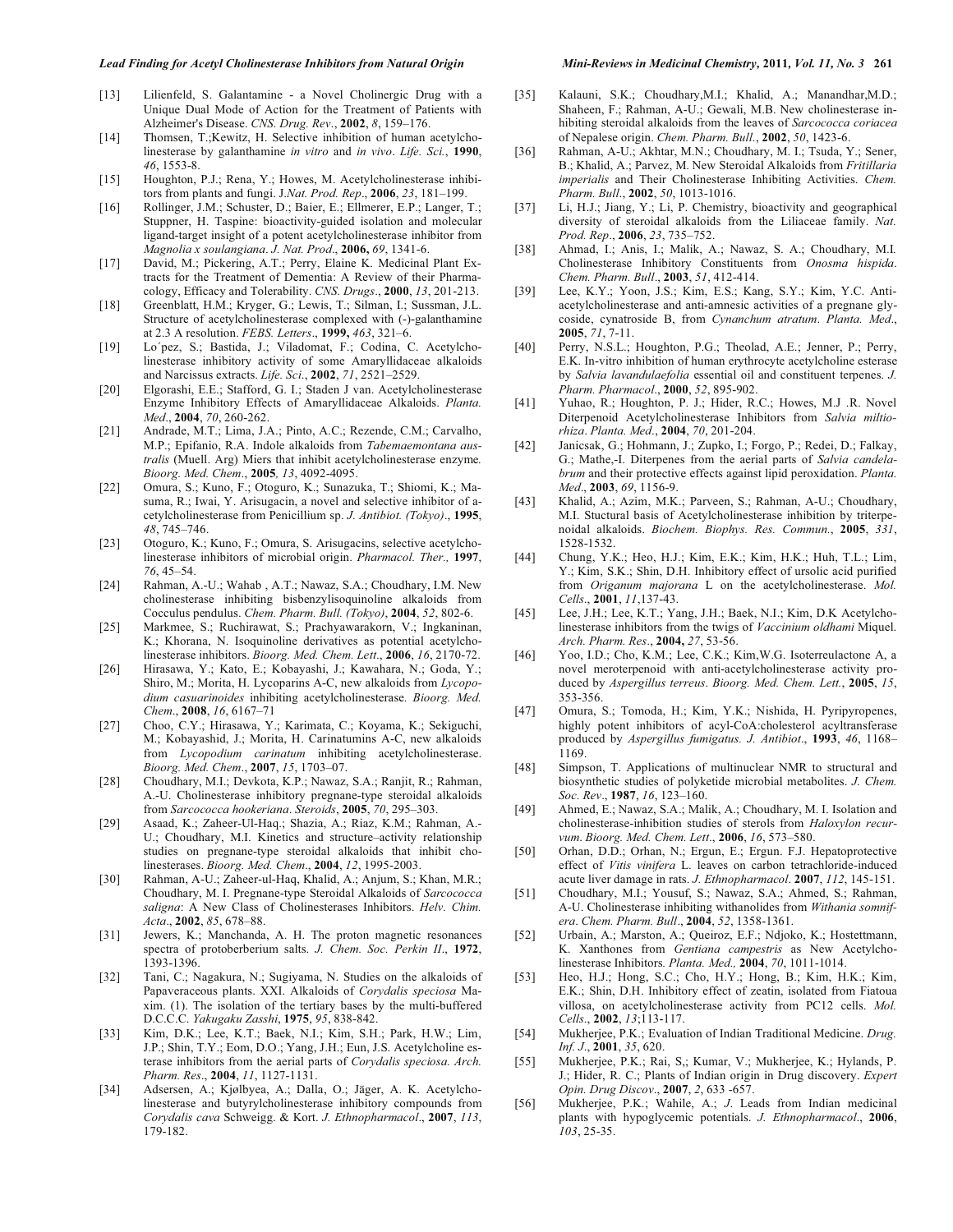[13] Lilienfeld, S. Galantamine - a Novel Cholinergic Drug with a Unique Dual Mode of Action for the Treatment of Patients with Alzheimer's Disease. *CNS. Drug. Rev*., **2002**, *8*, 159–176.

[14] Thomsen, T.;Kewitz, H. Selective inhibition of human acetylcholinesterase by galanthamine *in vitro* and *in vivo*. *Life. Sci.*, **1990**, *46*, 1553-8.

[15] Houghton, P.J.; Rena, Y.; Howes, M. Acetylcholinesterase inhibitors from plants and fungi. J.*Nat. Prod. Rep*., **2006**, *23*, 181–199.

[16] Rollinger, J.M.; Schuster, D.; Baier, E.; Ellmerer, E.P.; Langer, T.; Stuppner, H. Taspine: bioactivity-guided isolation and molecular ligand-target insight of a potent acetylcholinesterase inhibitor from *Magnolia x soulangiana*. *J. Nat. Prod*., **2006,** *69*, 1341-6.

[17] David, M.; Pickering, A.T.; Perry, Elaine K. Medicinal Plant Extracts for the Treatment of Dementia: A Review of their Pharmacology, Efficacy and Tolerability. *CNS. Drugs*., **2000**, *13*, 201-213.

[18] Greenblatt, H.M.; Kryger, G.; Lewis, T.; Silman, I.; Sussman, J.L. Structure of acetylcholinesterase complexed with (-)-galanthamine at 2.3 A resolution. *FEBS. Letters*., **1999,** *463*, 321–6.

[19] Lo´pez, S.; Bastida, J.; Viladomat, F.; Codina, C. Acetylcholinesterase inhibitory activity of some Amaryllidaceae alkaloids and Narcissus extracts. *Life. Sci*., **2002**, *71*, 2521–2529.

[20] Elgorashi, E.E.; Stafford, G. I.; Staden J van. Acetylcholinesterase Enzyme Inhibitory Effects of Amaryllidaceae Alkaloids. *Planta. Med*., **2004**, *70*, 260-262.

[21] Andrade, M.T.; Lima, J.A.; Pinto, A.C.; Rezende, C.M.; Carvalho, M.P.; Epifanio, R.A. Indole alkaloids from *Tabemaemontana australis* (Muell. Arg) Miers that inhibit acetylcholinesterase enzyme*. Bioorg. Med. Chem*., **2005***, 13*, 4092-4095.

[22] Omura, S.; Kuno, F.; Otoguro, K.; Sunazuka, T.; Shiomi, K.; Masuma, R.; Iwai, Y. Arisugacin, a novel and selective inhibitor of acetylcholinesterase from Penicillium sp. *J. Antibiot. (Tokyo)*., **1995**, *48*, 745–746.

[23] Otoguro, K.; Kuno, F.; Omura, S. Arisugacins, selective acetylcholinesterase inhibitors of microbial origin. *Pharmacol. Ther.,* **1997**, *76*, 45–54.

[24] Rahman, A.-U.; Wahab , A.T.; Nawaz, S.A.; Choudhary, I.M. New cholinesterase inhibiting bisbenzylisoquinoline alkaloids from Cocculus pendulus. *Chem. Pharm. Bull. (Tokyo)*, **2004**, *52*, 802-6.

[25] Markmee, S.; Ruchirawat, S.; Prachyawarakorn, V.; Ingkaninan, K.; Khorana, N. Isoquinoline derivatives as potential acetylcholinesterase inhibitors. *Bioorg. Med. Chem. Lett*., **2006**, *16*, 2170-72.

[26] Hirasawa, Y.; Kato, E.; Kobayashi, J.; Kawahara, N.; Goda, Y.; Shiro, M.; Morita, H. Lycoparins A-C, new alkaloids from *Lycopodium casuarinoides* inhibiting acetylcholinesterase*. Bioorg. Med. Chem*., **2008**, *16*, 6167–71

[27] Choo, C.Y.; Hirasawa, Y.; Karimata, C.; Koyama, K.; Sekiguchi, M.; Kobayashid, J.; Morita, H. Carinatumins A-C, new alkaloids from *Lycopodium carinatum* inhibiting acetylcholinesterase. *Bioorg. Med. Chem*., **2007**, *15*, 1703–07.

[28] Choudhary, M.I.; Devkota, K.P.; Nawaz, S.A.; Ranjit, R.; Rahman, A.-U. Cholinesterase inhibitory pregnane-type steroidal alkaloids from *Sarcococca hookeriana*. *Steroids*, **2005**, *70*, 295–303.

[29] Asaad, K.; Zaheer-Ul-Haq.; Shazia, A.; Riaz, K.M.; Rahman, A.-U.; Choudhary, M.I. Kinetics and structure–activity relationship studies on pregnane-type steroidal alkaloids that inhibit cholinesterases. *Bioorg. Med. Chem*., **2004**, *12*, 1995-2003.

[30] Rahman, A-U.; Zaheer-ul-Haq, Khalid, A.; Anjum, S.; Khan, M.R.; Choudhary, M. I. Pregnane-type Steroidal Alkaloids of *Sarcococca saligna*: A New Class of Cholinesterases Inhibitors. *Helv. Chim. Acta*., **2002**, *85*, 678–88.

[31] Jewers, K.; Manchanda, A. H. The proton magnetic resonances spectra of protoberberium salts. *J. Chem. Soc. Perkin II*., **1972**, 1393-1396.

[32] Tani, C.; Nagakura, N.; Sugiyama, N. Studies on the alkaloids of Papaveraceous plants. XXI. Alkaloids of *Corydalis speciosa* Maxim. (1). The isolation of the tertiary bases by the multi-buffered D.C.C.C. *Yakugaku Zasshi*, **1975**, *95*, 838-842.

[33] Kim, D.K.; Lee, K.T.; Baek, N.I.; Kim, S.H.; Park, H.W.; Lim, J.P.; Shin, T.Y.; Eom, D.O.; Yang, J.H.; Eun, J.S. Acetylcholine esterase inhibitors from the aerial parts of *Corydalis speciosa. Arch. Pharm. Res*., **2004**, *11*, 1127-1131.

[34] Adsersen, A.; Kjølbyea, A.; Dalla, O.; Jäger, A. K. Acetylcholinesterase and butyrylcholinesterase inhibitory compounds from *Corydalis cava* Schweigg. & Kort. *J. Ethnopharmacol*., **2007**, *113*, 179-182.

[35] Kalauni, S.K.; Choudhary,M.I.; Khalid, A.; Manandhar,M.D.; Shaheen, F.; Rahman, A-U.; Gewali, M.B. New cholinesterase inhibiting steroidal alkaloids from the leaves of *Sarcococca coriacea* of Nepalese origin. *Chem. Pharm. Bull.*, **2002**, *50*, 1423-6.

[36] Rahman, A-U.; Akhtar, M.N.; Choudhary, M. I.; Tsuda, Y.; Sener, B.; Khalid, A.; Parvez, M. New Steroidal Alkaloids from *Fritillaria imperialis* and Their Cholinesterase Inhibiting Activities. *Chem. Pharm. Bull*., **2002**, *50*, 1013-1016.

[37] Li, H.J.; Jiang, Y.; Li, P. Chemistry, bioactivity and geographical diversity of steroidal alkaloids from the Liliaceae family. *Nat. Prod. Rep*., **2006**, *23*, 735–752.

[38] Ahmad, I.; Anis, I.; Malik, A.; Nawaz, S. A.; Choudhary, M.I. Cholinesterase Inhibitory Constituents from *Onosma hispida*. *Chem. Pharm. Bull*., **2003**, *51*, 412-414.

[39] Lee, K.Y.; Yoon, J.S.; Kim, E.S.; Kang, S.Y.; Kim, Y.C. Anti-acetylcholinesterase and anti-amnesic activities of a pregnane glycoside, cynatroside B, from *Cynanchum atratum*. *Planta. Med*., **2005**, *71*, 7-11.

[40] Perry, N.S.L.; Houghton, P.G.; Theolad, A.E.; Jenner, P.; Perry, E.K. In-vitro inhibition of human erythrocyte acetylcholine esterase by *Salvia lavandulaefolia* essential oil and constituent terpenes. *J. Pharm. Pharmacol*., **2000**, *52*, 895-902.

[41] Yuhao, R.; Houghton, P. J.; Hider, R.C.; Howes, M.J .R. Novel Diterpenoid Acetylcholinesterase Inhibitors from *Salvia miltiorhiza*. *Planta. Med*., **2004**, *70*, 201-204.

[42] Janicsak, G.; Hohmann, J.; Zupko, I.; Forgo, P.; Redei, D.; Falkay, G.; Mathe,-I. Diterpenes from the aerial parts of *Salvia candelabrum* and their protective effects against lipid peroxidation. *Planta. Med*., **2003**, *69*, 1156-9.

[43] Khalid, A.; Azim, M.K.; Parveen, S.; Rahman, A-U.; Choudhary, M.I. Stuctural basis of Acetylcholinesterase inhibition by triterpenoidal alkaloids. *Biochem. Biophys. Res. Commun*., **2005**, *331*, 1528-1532.

[44] Chung, Y.K.; Heo, H.J.; Kim, E.K.; Kim, H.K.; Huh, T.L.; Lim, Y.; Kim, S.K.; Shin, D.H. Inhibitory effect of ursolic acid purified from *Origanum majorana* L on the acetylcholinesterase. *Mol. Cells*., **2001**, *11*,137-43.

[45] Lee, J.H.; Lee, K.T.; Yang, J.H.; Baek, N.I.; Kim, D.K Acetylcholinesterase inhibitors from the twigs of *Vaccinium oldhami* Miquel. *Arch. Pharm. Res*., **2004,** *27*, 53-56.

[46] Yoo, I.D.; Cho, K.M.; Lee, C.K.; Kim,W.G. Isoterreulactone A, a novel meroterpenoid with anti-acetylcholinesterase activity produced by *Aspergillus terreus*. *Bioorg. Med. Chem. Lett.*, **2005**, *15*, 353-356.

[47] Omura, S.; Tomoda, H.; Kim, Y.K.; Nishida, H. Pyripyropenes, highly potent inhibitors of acyl-CoA:cholesterol acyltransferase produced by *Aspergillus fumigatus. J. Antibiot*., **1993**, *46*, 1168–1169.

[48] Simpson, T. Applications of multinuclear NMR to structural and biosynthetic studies of polyketide microbial metabolites. *J. Chem. Soc. Rev*., **1987**, *16*, 123–160.

[49] Ahmed, E.; Nawaz, S.A.; Malik, A.; Choudhary, M. I. Isolation and cholinesterase-inhibition studies of sterols from *Haloxylon recurvum*. *Bioorg. Med. Chem. Lett*., **2006**, *16*, 573–580.

[50] Orhan, D.D.; Orhan, N.; Ergun, E.; Ergun. F.J. Hepatoprotective effect of *Vitis vinifera* L. leaves on carbon tetrachloride-induced acute liver damage in rats. *J. Ethnopharmacol*. **2007**, *112*, 145-151.

[51] Choudhary, M.I.; Yousuf, S.; Nawaz, S.A.; Ahmed, S.; Rahman, A-U. Cholinesterase inhibiting withanolides from *Withania somnifera*. *Chem. Pharm. Bull*., **2004**, *52*, 1358-1361.

[52] Urbain, A.; Marston, A.; Queiroz, E.F.; Ndjoko, K.; Hostettmann, K. Xanthones from *Gentiana campestris* as New Acetylcholinesterase Inhibitors*. Planta. Med.,* **2004**, *70*, 1011-1014.

[53] Heo, H.J.; Hong, S.C.; Cho, H.Y.; Hong, B.; Kim, H.K.; Kim, E.K.; Shin, D.H. Inhibitory effect of zeatin, isolated from Fiatoua villosa, on acetylcholinesterase activity from PC12 cells. *Mol. Cells*., **2002**, *13*;113-117.

[54] Mukherjee, P.K.; Evaluation of Indian Traditional Medicine. *Drug. Inf. J*., **2001**, *35*, 620.

[55] Mukherjee, P.K.; Rai, S,; Kumar, V.; Mukherjee, K.; Hylands, P. J.; Hider, R. C.; Plants of Indian origin in Drug discovery. *Expert Opin. Drug Discov*., **2007**, *2*, 633 -657.

[56] Mukherjee, P.K.; Wahile, A.; *J.* Leads from Indian medicinal plants with hypoglycemic potentials. *J. Ethnopharmacol*., **2006**, *103*, 25-35.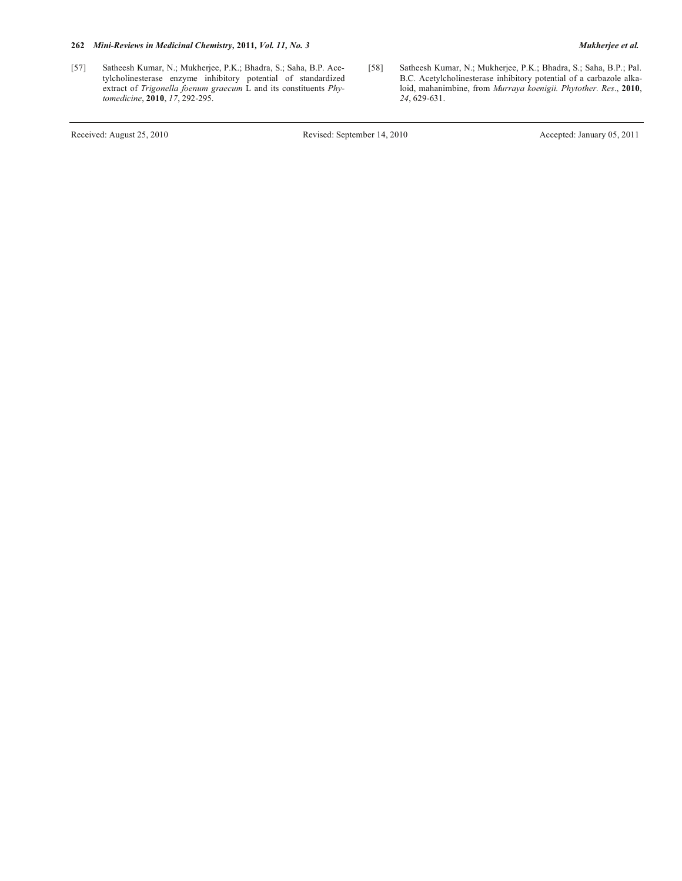[57] Satheesh Kumar, N.; Mukherjee, P.K.; Bhadra, S.; Saha, B.P. Acetylcholinesterase enzyme inhibitory potential of standardized extract of *Trigonella foenum graecum* L and its constituents *Phytomedicine*, **2010**, *17*, 292-295.

[58] Satheesh Kumar, N.; Mukherjee, P.K.; Bhadra, S.; Saha, B.P.; Pal. B.C. Acetylcholinesterase inhibitory potential of a carbazole alkaloid, mahanimbine, from *Murraya koenigii. Phytother. Res*., **2010**, *24*, 629-631.

---

Received: August 25, 2010 Revised: September 14, 2010 Accepted: January 05, 2011